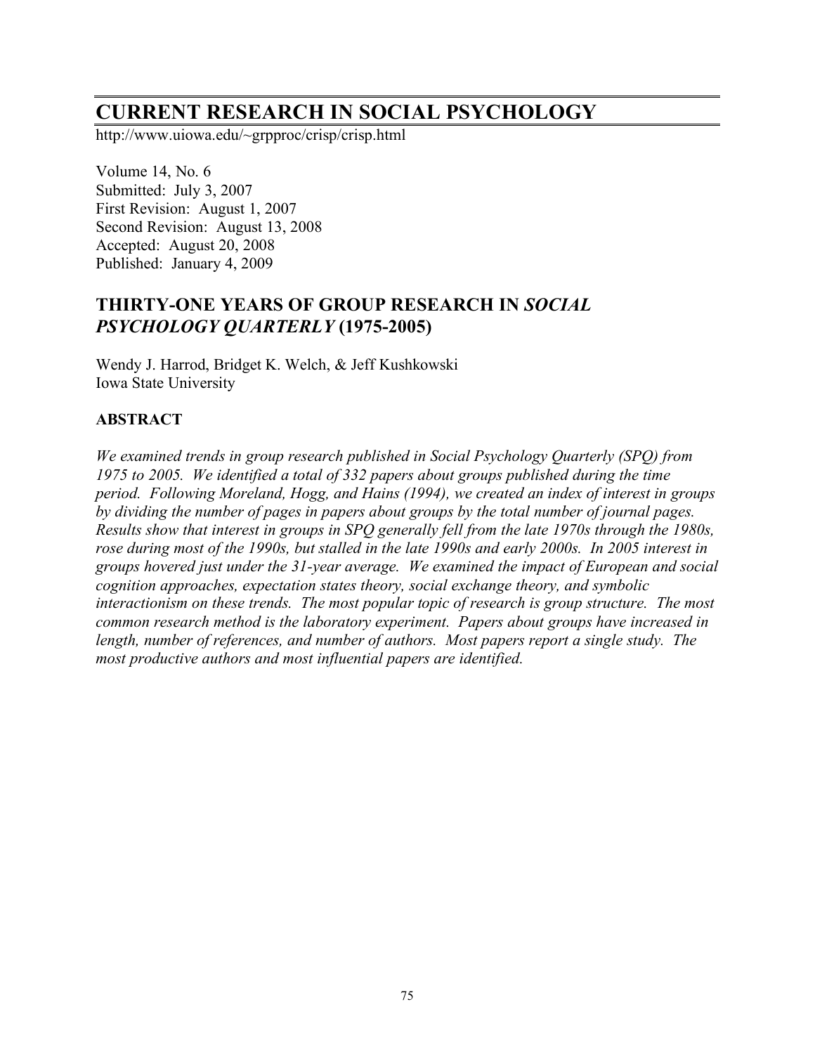# CURRENT RESEARCH IN SOCIAL PSYCHOLOGY

http://www.uiowa.edu/~grpproc/crisp/crisp.html

Volume 14, No. 6
Submitted: July 3, 2007
First Revision: August 1, 2007
Second Revision: August 13, 2008
Accepted: August 20, 2008
Published: January 4, 2009

## THIRTY-ONE YEARS OF GROUP RESEARCH IN *SOCIAL PSYCHOLOGY QUARTERLY* (1975-2005)

Wendy J. Harrod, Bridget K. Welch, & Jeff Kushkowski
Iowa State University

### ABSTRACT

*We examined trends in group research published in Social Psychology Quarterly (SPQ) from 1975 to 2005. We identified a total of 332 papers about groups published during the time period. Following Moreland, Hogg, and Hains (1994), we created an index of interest in groups by dividing the number of pages in papers about groups by the total number of journal pages. Results show that interest in groups in SPQ generally fell from the late 1970s through the 1980s, rose during most of the 1990s, but stalled in the late 1990s and early 2000s. In 2005 interest in groups hovered just under the 31-year average. We examined the impact of European and social cognition approaches, expectation states theory, social exchange theory, and symbolic interactionism on these trends. The most popular topic of research is group structure. The most common research method is the laboratory experiment. Papers about groups have increased in length, number of references, and number of authors. Most papers report a single study. The most productive authors and most influential papers are identified.*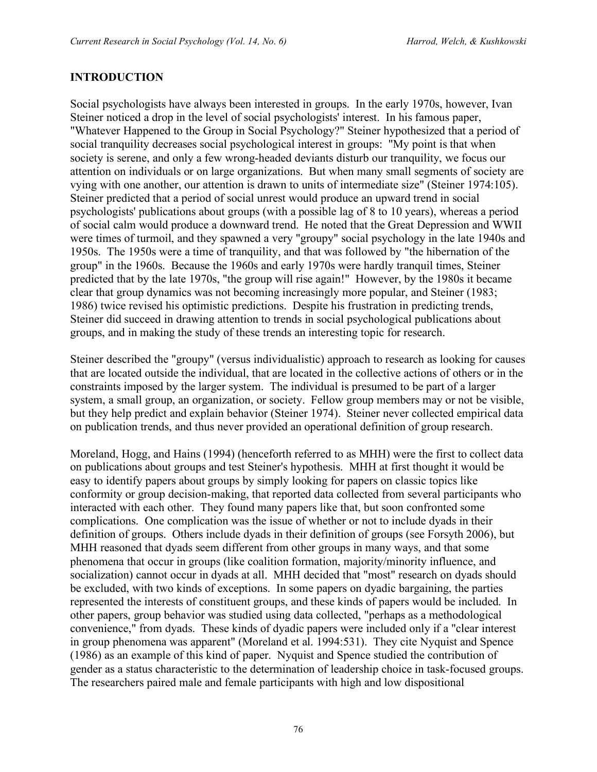## INTRODUCTION

Social psychologists have always been interested in groups. In the early 1970s, however, Ivan Steiner noticed a drop in the level of social psychologists' interest. In his famous paper, "Whatever Happened to the Group in Social Psychology?" Steiner hypothesized that a period of social tranquility decreases social psychological interest in groups: "My point is that when society is serene, and only a few wrong-headed deviants disturb our tranquility, we focus our attention on individuals or on large organizations. But when many small segments of society are vying with one another, our attention is drawn to units of intermediate size" (Steiner 1974:105). Steiner predicted that a period of social unrest would produce an upward trend in social psychologists' publications about groups (with a possible lag of 8 to 10 years), whereas a period of social calm would produce a downward trend. He noted that the Great Depression and WWII were times of turmoil, and they spawned a very "groupy" social psychology in the late 1940s and 1950s. The 1950s were a time of tranquility, and that was followed by "the hibernation of the group" in the 1960s. Because the 1960s and early 1970s were hardly tranquil times, Steiner predicted that by the late 1970s, "the group will rise again!" However, by the 1980s it became clear that group dynamics was not becoming increasingly more popular, and Steiner (1983; 1986) twice revised his optimistic predictions. Despite his frustration in predicting trends, Steiner did succeed in drawing attention to trends in social psychological publications about groups, and in making the study of these trends an interesting topic for research.

Steiner described the "groupy" (versus individualistic) approach to research as looking for causes that are located outside the individual, that are located in the collective actions of others or in the constraints imposed by the larger system. The individual is presumed to be part of a larger system, a small group, an organization, or society. Fellow group members may or not be visible, but they help predict and explain behavior (Steiner 1974). Steiner never collected empirical data on publication trends, and thus never provided an operational definition of group research.

Moreland, Hogg, and Hains (1994) (henceforth referred to as MHH) were the first to collect data on publications about groups and test Steiner's hypothesis. MHH at first thought it would be easy to identify papers about groups by simply looking for papers on classic topics like conformity or group decision-making, that reported data collected from several participants who interacted with each other. They found many papers like that, but soon confronted some complications. One complication was the issue of whether or not to include dyads in their definition of groups. Others include dyads in their definition of groups (see Forsyth 2006), but MHH reasoned that dyads seem different from other groups in many ways, and that some phenomena that occur in groups (like coalition formation, majority/minority influence, and socialization) cannot occur in dyads at all. MHH decided that "most" research on dyads should be excluded, with two kinds of exceptions. In some papers on dyadic bargaining, the parties represented the interests of constituent groups, and these kinds of papers would be included. In other papers, group behavior was studied using data collected, "perhaps as a methodological convenience," from dyads. These kinds of dyadic papers were included only if a "clear interest in group phenomena was apparent" (Moreland et al. 1994:531). They cite Nyquist and Spence (1986) as an example of this kind of paper. Nyquist and Spence studied the contribution of gender as a status characteristic to the determination of leadership choice in task-focused groups. The researchers paired male and female participants with high and low dispositional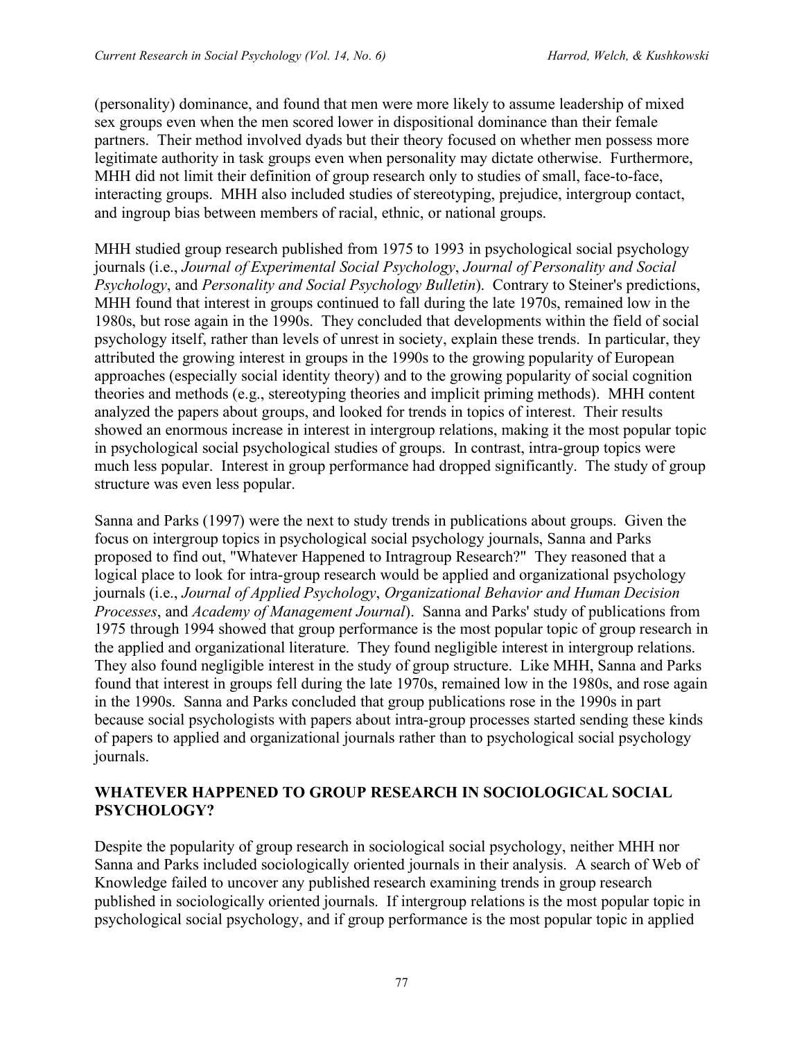(personality) dominance, and found that men were more likely to assume leadership of mixed sex groups even when the men scored lower in dispositional dominance than their female partners. Their method involved dyads but their theory focused on whether men possess more legitimate authority in task groups even when personality may dictate otherwise. Furthermore, MHH did not limit their definition of group research only to studies of small, face-to-face, interacting groups. MHH also included studies of stereotyping, prejudice, intergroup contact, and ingroup bias between members of racial, ethnic, or national groups.

MHH studied group research published from 1975 to 1993 in psychological social psychology journals (i.e., *Journal of Experimental Social Psychology*, *Journal of Personality and Social Psychology*, and *Personality and Social Psychology Bulletin*). Contrary to Steiner's predictions, MHH found that interest in groups continued to fall during the late 1970s, remained low in the 1980s, but rose again in the 1990s. They concluded that developments within the field of social psychology itself, rather than levels of unrest in society, explain these trends. In particular, they attributed the growing interest in groups in the 1990s to the growing popularity of European approaches (especially social identity theory) and to the growing popularity of social cognition theories and methods (e.g., stereotyping theories and implicit priming methods). MHH content analyzed the papers about groups, and looked for trends in topics of interest. Their results showed an enormous increase in interest in intergroup relations, making it the most popular topic in psychological social psychological studies of groups. In contrast, intra-group topics were much less popular. Interest in group performance had dropped significantly. The study of group structure was even less popular.

Sanna and Parks (1997) were the next to study trends in publications about groups. Given the focus on intergroup topics in psychological social psychology journals, Sanna and Parks proposed to find out, "Whatever Happened to Intragroup Research?" They reasoned that a logical place to look for intra-group research would be applied and organizational psychology journals (i.e., *Journal of Applied Psychology*, *Organizational Behavior and Human Decision Processes*, and *Academy of Management Journal*). Sanna and Parks' study of publications from 1975 through 1994 showed that group performance is the most popular topic of group research in the applied and organizational literature. They found negligible interest in intergroup relations. They also found negligible interest in the study of group structure. Like MHH, Sanna and Parks found that interest in groups fell during the late 1970s, remained low in the 1980s, and rose again in the 1990s. Sanna and Parks concluded that group publications rose in the 1990s in part because social psychologists with papers about intra-group processes started sending these kinds of papers to applied and organizational journals rather than to psychological social psychology journals.

## WHATEVER HAPPENED TO GROUP RESEARCH IN SOCIOLOGICAL SOCIAL PSYCHOLOGY?

Despite the popularity of group research in sociological social psychology, neither MHH nor Sanna and Parks included sociologically oriented journals in their analysis. A search of Web of Knowledge failed to uncover any published research examining trends in group research published in sociologically oriented journals. If intergroup relations is the most popular topic in psychological social psychology, and if group performance is the most popular topic in applied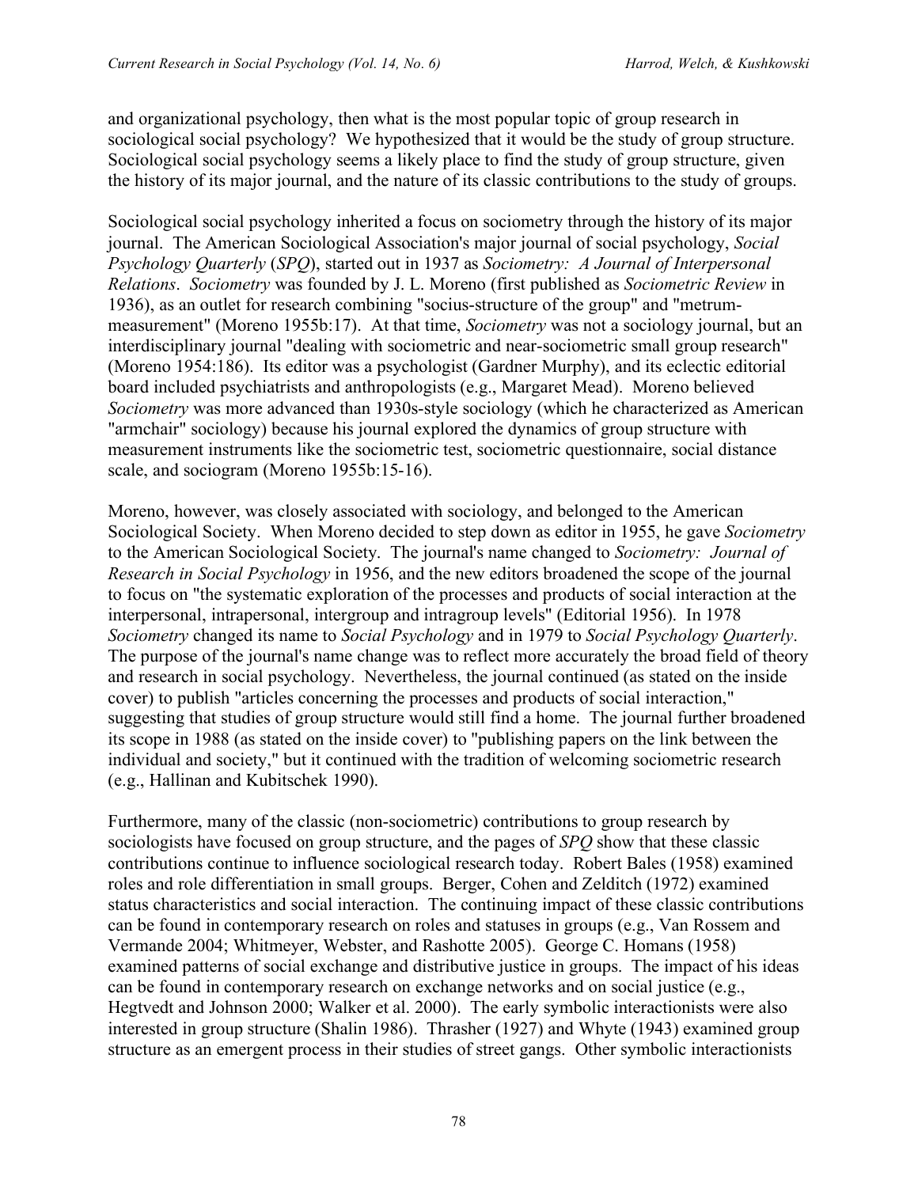and organizational psychology, then what is the most popular topic of group research in sociological social psychology? We hypothesized that it would be the study of group structure. Sociological social psychology seems a likely place to find the study of group structure, given the history of its major journal, and the nature of its classic contributions to the study of groups.

Sociological social psychology inherited a focus on sociometry through the history of its major journal. The American Sociological Association's major journal of social psychology, *Social Psychology Quarterly* (*SPQ*), started out in 1937 as *Sociometry: A Journal of Interpersonal Relations*. *Sociometry* was founded by J. L. Moreno (first published as *Sociometric Review* in 1936), as an outlet for research combining "socius-structure of the group" and "metrum-measurement" (Moreno 1955b:17). At that time, *Sociometry* was not a sociology journal, but an interdisciplinary journal "dealing with sociometric and near-sociometric small group research" (Moreno 1954:186). Its editor was a psychologist (Gardner Murphy), and its eclectic editorial board included psychiatrists and anthropologists (e.g., Margaret Mead). Moreno believed *Sociometry* was more advanced than 1930s-style sociology (which he characterized as American "armchair" sociology) because his journal explored the dynamics of group structure with measurement instruments like the sociometric test, sociometric questionnaire, social distance scale, and sociogram (Moreno 1955b:15-16).

Moreno, however, was closely associated with sociology, and belonged to the American Sociological Society. When Moreno decided to step down as editor in 1955, he gave *Sociometry* to the American Sociological Society. The journal's name changed to *Sociometry: Journal of Research in Social Psychology* in 1956, and the new editors broadened the scope of the journal to focus on "the systematic exploration of the processes and products of social interaction at the interpersonal, intrapersonal, intergroup and intragroup levels" (Editorial 1956). In 1978 *Sociometry* changed its name to *Social Psychology* and in 1979 to *Social Psychology Quarterly*. The purpose of the journal's name change was to reflect more accurately the broad field of theory and research in social psychology. Nevertheless, the journal continued (as stated on the inside cover) to publish "articles concerning the processes and products of social interaction," suggesting that studies of group structure would still find a home. The journal further broadened its scope in 1988 (as stated on the inside cover) to "publishing papers on the link between the individual and society," but it continued with the tradition of welcoming sociometric research (e.g., Hallinan and Kubitschek 1990).

Furthermore, many of the classic (non-sociometric) contributions to group research by sociologists have focused on group structure, and the pages of *SPQ* show that these classic contributions continue to influence sociological research today. Robert Bales (1958) examined roles and role differentiation in small groups. Berger, Cohen and Zelditch (1972) examined status characteristics and social interaction. The continuing impact of these classic contributions can be found in contemporary research on roles and statuses in groups (e.g., Van Rossem and Vermande 2004; Whitmeyer, Webster, and Rashotte 2005). George C. Homans (1958) examined patterns of social exchange and distributive justice in groups. The impact of his ideas can be found in contemporary research on exchange networks and on social justice (e.g., Hegtvedt and Johnson 2000; Walker et al. 2000). The early symbolic interactionists were also interested in group structure (Shalin 1986). Thrasher (1927) and Whyte (1943) examined group structure as an emergent process in their studies of street gangs. Other symbolic interactionists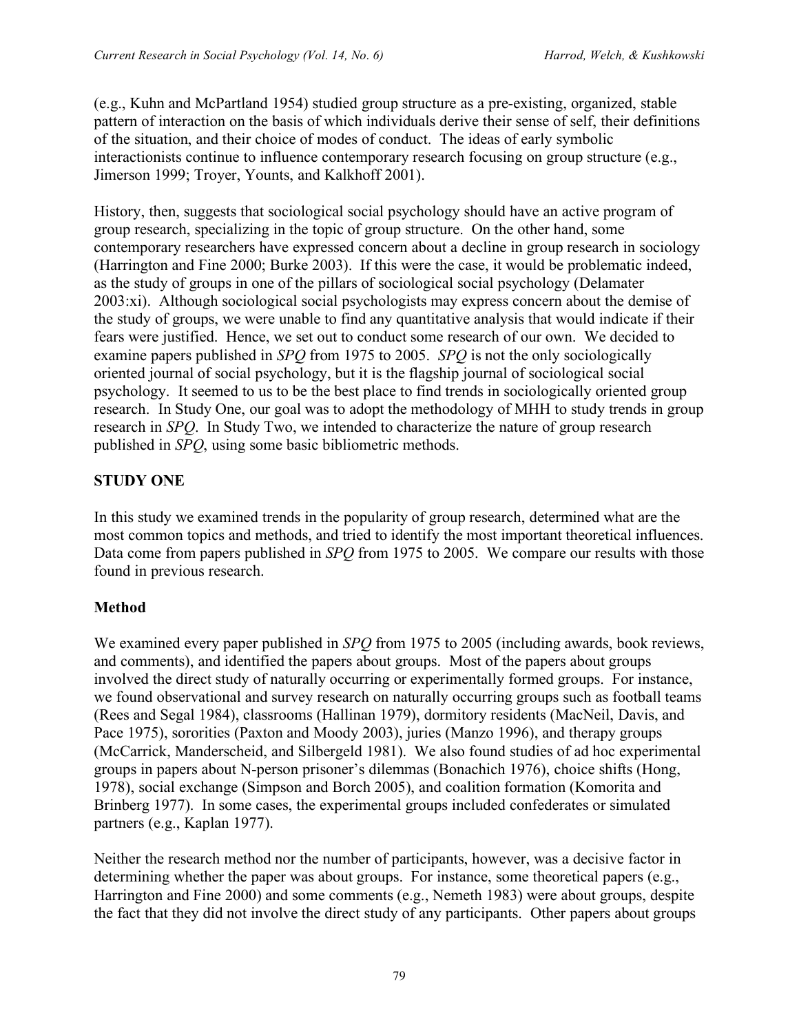(e.g., Kuhn and McPartland 1954) studied group structure as a pre-existing, organized, stable pattern of interaction on the basis of which individuals derive their sense of self, their definitions of the situation, and their choice of modes of conduct. The ideas of early symbolic interactionists continue to influence contemporary research focusing on group structure (e.g., Jimerson 1999; Troyer, Younts, and Kalkhoff 2001).

History, then, suggests that sociological social psychology should have an active program of group research, specializing in the topic of group structure. On the other hand, some contemporary researchers have expressed concern about a decline in group research in sociology (Harrington and Fine 2000; Burke 2003). If this were the case, it would be problematic indeed, as the study of groups in one of the pillars of sociological social psychology (Delamater 2003:xi). Although sociological social psychologists may express concern about the demise of the study of groups, we were unable to find any quantitative analysis that would indicate if their fears were justified. Hence, we set out to conduct some research of our own. We decided to examine papers published in *SPQ* from 1975 to 2005. *SPQ* is not the only sociologically oriented journal of social psychology, but it is the flagship journal of sociological social psychology. It seemed to us to be the best place to find trends in sociologically oriented group research. In Study One, our goal was to adopt the methodology of MHH to study trends in group research in *SPQ*. In Study Two, we intended to characterize the nature of group research published in *SPQ*, using some basic bibliometric methods.

## STUDY ONE

In this study we examined trends in the popularity of group research, determined what are the most common topics and methods, and tried to identify the most important theoretical influences. Data come from papers published in *SPQ* from 1975 to 2005. We compare our results with those found in previous research.

### Method

We examined every paper published in *SPQ* from 1975 to 2005 (including awards, book reviews, and comments), and identified the papers about groups. Most of the papers about groups involved the direct study of naturally occurring or experimentally formed groups. For instance, we found observational and survey research on naturally occurring groups such as football teams (Rees and Segal 1984), classrooms (Hallinan 1979), dormitory residents (MacNeil, Davis, and Pace 1975), sororities (Paxton and Moody 2003), juries (Manzo 1996), and therapy groups (McCarrick, Manderscheid, and Silbergeld 1981). We also found studies of ad hoc experimental groups in papers about N-person prisoner's dilemmas (Bonachich 1976), choice shifts (Hong, 1978), social exchange (Simpson and Borch 2005), and coalition formation (Komorita and Brinberg 1977). In some cases, the experimental groups included confederates or simulated partners (e.g., Kaplan 1977).

Neither the research method nor the number of participants, however, was a decisive factor in determining whether the paper was about groups. For instance, some theoretical papers (e.g., Harrington and Fine 2000) and some comments (e.g., Nemeth 1983) were about groups, despite the fact that they did not involve the direct study of any participants. Other papers about groups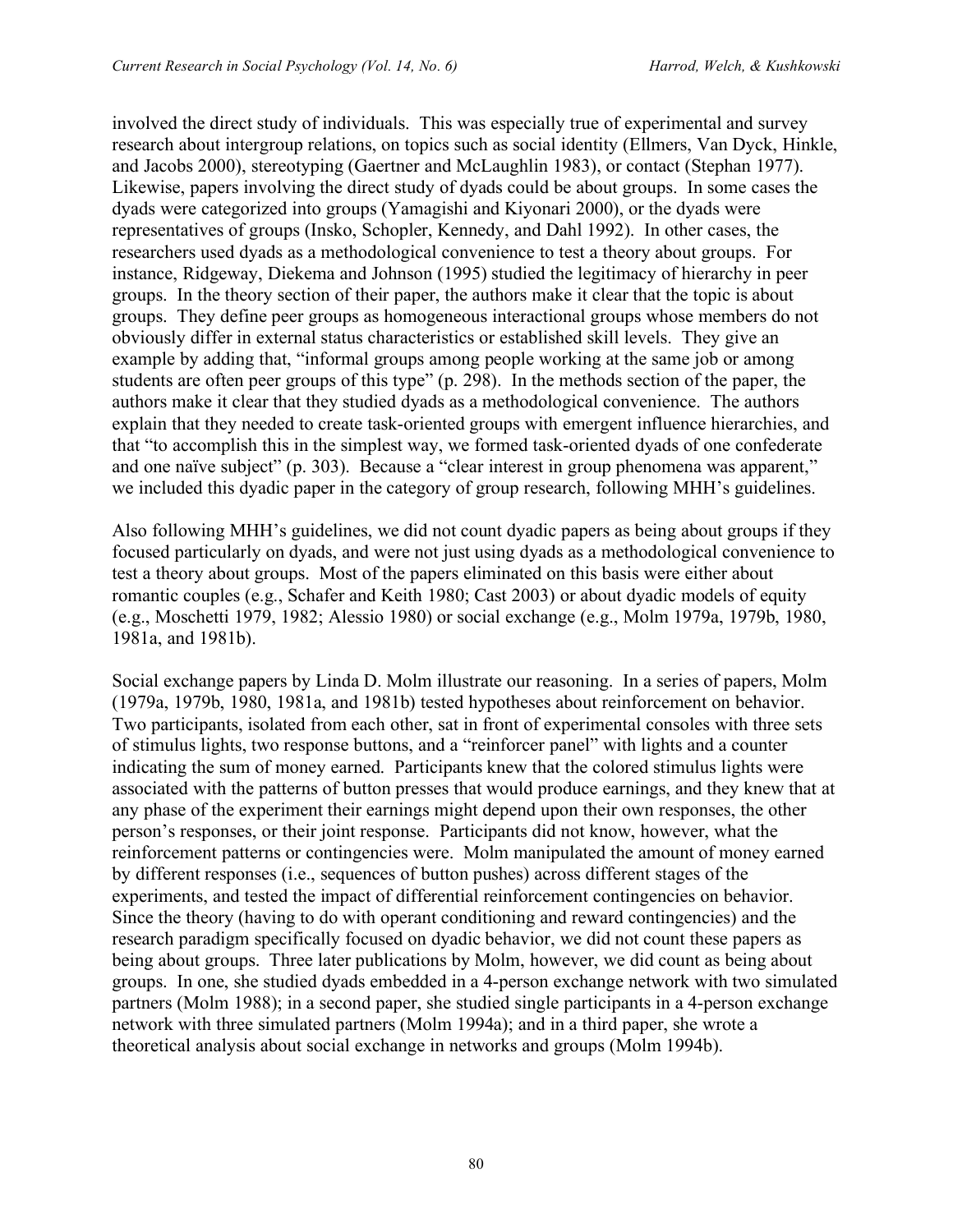involved the direct study of individuals. This was especially true of experimental and survey research about intergroup relations, on topics such as social identity (Ellmers, Van Dyck, Hinkle, and Jacobs 2000), stereotyping (Gaertner and McLaughlin 1983), or contact (Stephan 1977). Likewise, papers involving the direct study of dyads could be about groups. In some cases the dyads were categorized into groups (Yamagishi and Kiyonari 2000), or the dyads were representatives of groups (Insko, Schopler, Kennedy, and Dahl 1992). In other cases, the researchers used dyads as a methodological convenience to test a theory about groups. For instance, Ridgeway, Diekema and Johnson (1995) studied the legitimacy of hierarchy in peer groups. In the theory section of their paper, the authors make it clear that the topic is about groups. They define peer groups as homogeneous interactional groups whose members do not obviously differ in external status characteristics or established skill levels. They give an example by adding that, "informal groups among people working at the same job or among students are often peer groups of this type" (p. 298). In the methods section of the paper, the authors make it clear that they studied dyads as a methodological convenience. The authors explain that they needed to create task-oriented groups with emergent influence hierarchies, and that "to accomplish this in the simplest way, we formed task-oriented dyads of one confederate and one naïve subject" (p. 303). Because a "clear interest in group phenomena was apparent," we included this dyadic paper in the category of group research, following MHH's guidelines.

Also following MHH's guidelines, we did not count dyadic papers as being about groups if they focused particularly on dyads, and were not just using dyads as a methodological convenience to test a theory about groups. Most of the papers eliminated on this basis were either about romantic couples (e.g., Schafer and Keith 1980; Cast 2003) or about dyadic models of equity (e.g., Moschetti 1979, 1982; Alessio 1980) or social exchange (e.g., Molm 1979a, 1979b, 1980, 1981a, and 1981b).

Social exchange papers by Linda D. Molm illustrate our reasoning. In a series of papers, Molm (1979a, 1979b, 1980, 1981a, and 1981b) tested hypotheses about reinforcement on behavior. Two participants, isolated from each other, sat in front of experimental consoles with three sets of stimulus lights, two response buttons, and a "reinforcer panel" with lights and a counter indicating the sum of money earned. Participants knew that the colored stimulus lights were associated with the patterns of button presses that would produce earnings, and they knew that at any phase of the experiment their earnings might depend upon their own responses, the other person's responses, or their joint response. Participants did not know, however, what the reinforcement patterns or contingencies were. Molm manipulated the amount of money earned by different responses (i.e., sequences of button pushes) across different stages of the experiments, and tested the impact of differential reinforcement contingencies on behavior. Since the theory (having to do with operant conditioning and reward contingencies) and the research paradigm specifically focused on dyadic behavior, we did not count these papers as being about groups. Three later publications by Molm, however, we did count as being about groups. In one, she studied dyads embedded in a 4-person exchange network with two simulated partners (Molm 1988); in a second paper, she studied single participants in a 4-person exchange network with three simulated partners (Molm 1994a); and in a third paper, she wrote a theoretical analysis about social exchange in networks and groups (Molm 1994b).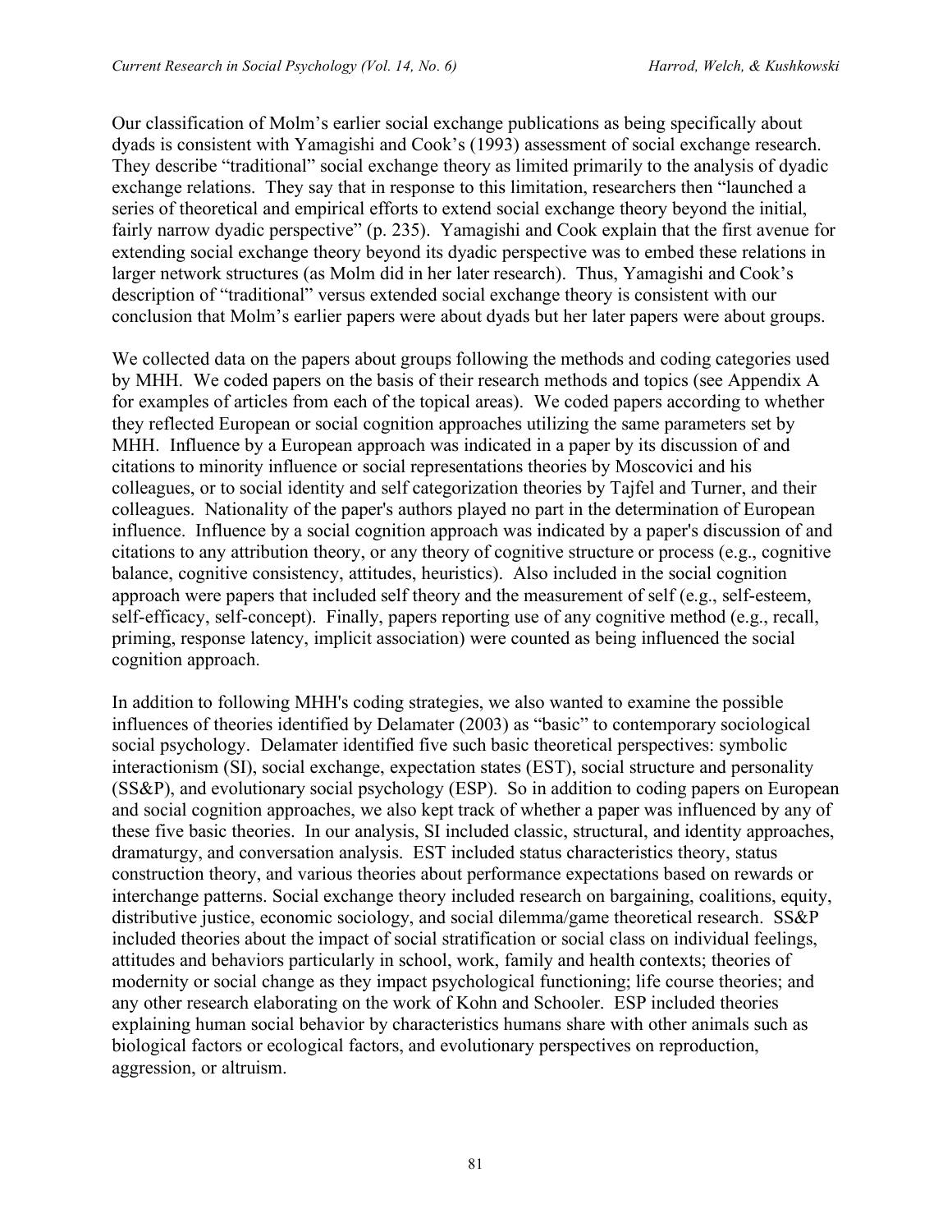Our classification of Molm's earlier social exchange publications as being specifically about dyads is consistent with Yamagishi and Cook's (1993) assessment of social exchange research. They describe "traditional" social exchange theory as limited primarily to the analysis of dyadic exchange relations. They say that in response to this limitation, researchers then "launched a series of theoretical and empirical efforts to extend social exchange theory beyond the initial, fairly narrow dyadic perspective" (p. 235). Yamagishi and Cook explain that the first avenue for extending social exchange theory beyond its dyadic perspective was to embed these relations in larger network structures (as Molm did in her later research). Thus, Yamagishi and Cook's description of "traditional" versus extended social exchange theory is consistent with our conclusion that Molm's earlier papers were about dyads but her later papers were about groups.

We collected data on the papers about groups following the methods and coding categories used by MHH. We coded papers on the basis of their research methods and topics (see Appendix A for examples of articles from each of the topical areas). We coded papers according to whether they reflected European or social cognition approaches utilizing the same parameters set by MHH. Influence by a European approach was indicated in a paper by its discussion of and citations to minority influence or social representations theories by Moscovici and his colleagues, or to social identity and self categorization theories by Tajfel and Turner, and their colleagues. Nationality of the paper's authors played no part in the determination of European influence. Influence by a social cognition approach was indicated by a paper's discussion of and citations to any attribution theory, or any theory of cognitive structure or process (e.g., cognitive balance, cognitive consistency, attitudes, heuristics). Also included in the social cognition approach were papers that included self theory and the measurement of self (e.g., self-esteem, self-efficacy, self-concept). Finally, papers reporting use of any cognitive method (e.g., recall, priming, response latency, implicit association) were counted as being influenced the social cognition approach.

In addition to following MHH's coding strategies, we also wanted to examine the possible influences of theories identified by Delamater (2003) as "basic" to contemporary sociological social psychology. Delamater identified five such basic theoretical perspectives: symbolic interactionism (SI), social exchange, expectation states (EST), social structure and personality (SS&P), and evolutionary social psychology (ESP). So in addition to coding papers on European and social cognition approaches, we also kept track of whether a paper was influenced by any of these five basic theories. In our analysis, SI included classic, structural, and identity approaches, dramaturgy, and conversation analysis. EST included status characteristics theory, status construction theory, and various theories about performance expectations based on rewards or interchange patterns. Social exchange theory included research on bargaining, coalitions, equity, distributive justice, economic sociology, and social dilemma/game theoretical research. SS&P included theories about the impact of social stratification or social class on individual feelings, attitudes and behaviors particularly in school, work, family and health contexts; theories of modernity or social change as they impact psychological functioning; life course theories; and any other research elaborating on the work of Kohn and Schooler. ESP included theories explaining human social behavior by characteristics humans share with other animals such as biological factors or ecological factors, and evolutionary perspectives on reproduction, aggression, or altruism.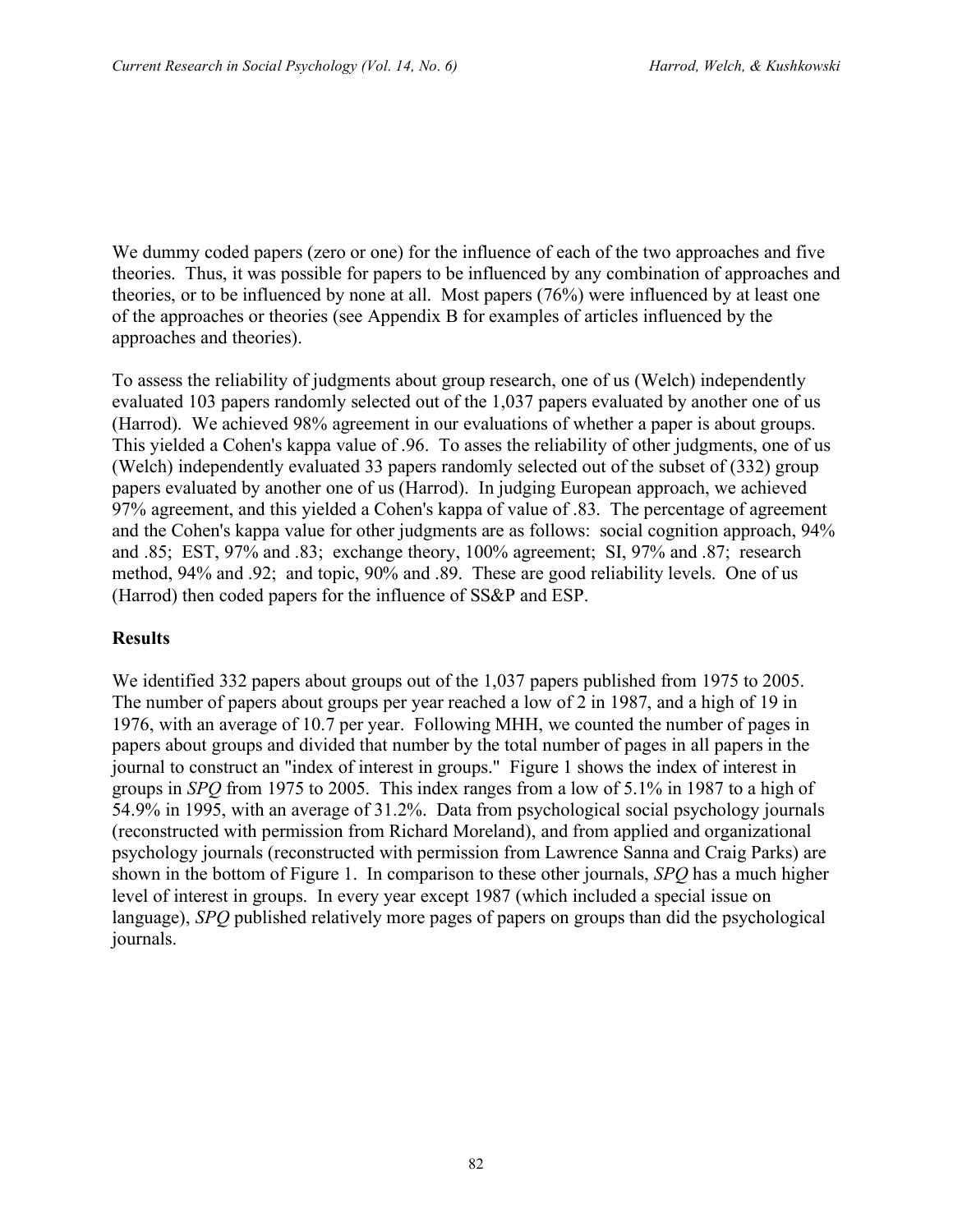We dummy coded papers (zero or one) for the influence of each of the two approaches and five theories. Thus, it was possible for papers to be influenced by any combination of approaches and theories, or to be influenced by none at all. Most papers (76%) were influenced by at least one of the approaches or theories (see Appendix B for examples of articles influenced by the approaches and theories).

To assess the reliability of judgments about group research, one of us (Welch) independently evaluated 103 papers randomly selected out of the 1,037 papers evaluated by another one of us (Harrod). We achieved 98% agreement in our evaluations of whether a paper is about groups. This yielded a Cohen's kappa value of .96. To asses the reliability of other judgments, one of us (Welch) independently evaluated 33 papers randomly selected out of the subset of (332) group papers evaluated by another one of us (Harrod). In judging European approach, we achieved 97% agreement, and this yielded a Cohen's kappa of value of .83. The percentage of agreement and the Cohen's kappa value for other judgments are as follows: social cognition approach, 94% and .85; EST, 97% and .83; exchange theory, 100% agreement; SI, 97% and .87; research method, 94% and .92; and topic, 90% and .89. These are good reliability levels. One of us (Harrod) then coded papers for the influence of SS&P and ESP.

## Results

We identified 332 papers about groups out of the 1,037 papers published from 1975 to 2005. The number of papers about groups per year reached a low of 2 in 1987, and a high of 19 in 1976, with an average of 10.7 per year. Following MHH, we counted the number of pages in papers about groups and divided that number by the total number of pages in all papers in the journal to construct an "index of interest in groups." Figure 1 shows the index of interest in groups in *SPQ* from 1975 to 2005. This index ranges from a low of 5.1% in 1987 to a high of 54.9% in 1995, with an average of 31.2%. Data from psychological social psychology journals (reconstructed with permission from Richard Moreland), and from applied and organizational psychology journals (reconstructed with permission from Lawrence Sanna and Craig Parks) are shown in the bottom of Figure 1. In comparison to these other journals, *SPQ* has a much higher level of interest in groups. In every year except 1987 (which included a special issue on language), *SPQ* published relatively more pages of papers on groups than did the psychological journals.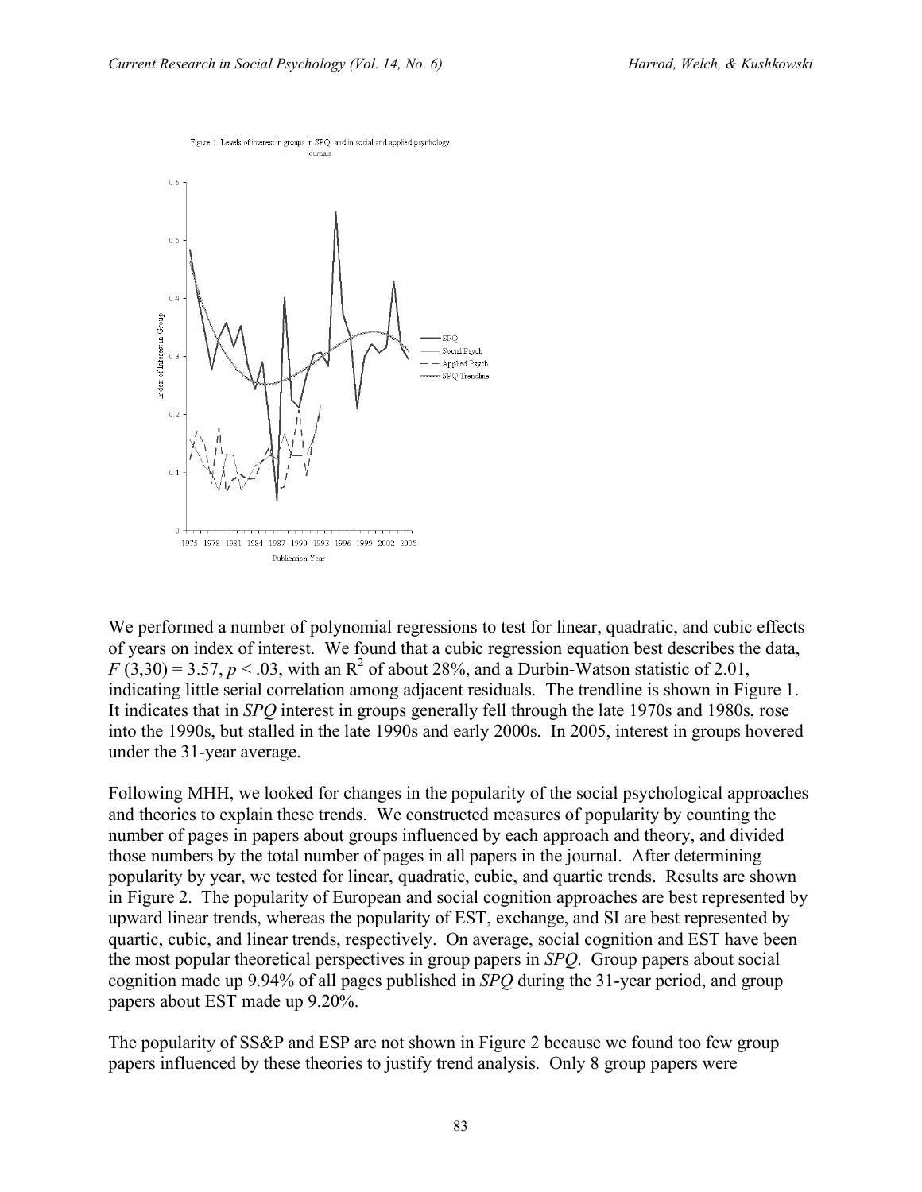Figure 1. Levels of interest in groups in SPQ, and in social and applied psychology journals

We performed a number of polynomial regressions to test for linear, quadratic, and cubic effects of years on index of interest. We found that a cubic regression equation best describes the data, $F(3,30) = 3.57$, $p < .03$, with an $R^2$ of about 28%, and a Durbin-Watson statistic of 2.01, indicating little serial correlation among adjacent residuals. The trendline is shown in Figure 1. It indicates that in *SPQ* interest in groups generally fell through the late 1970s and 1980s, rose into the 1990s, but stalled in the late 1990s and early 2000s. In 2005, interest in groups hovered under the 31-year average.

Following MHH, we looked for changes in the popularity of the social psychological approaches and theories to explain these trends. We constructed measures of popularity by counting the number of pages in papers about groups influenced by each approach and theory, and divided those numbers by the total number of pages in all papers in the journal. After determining popularity by year, we tested for linear, quadratic, cubic, and quartic trends. Results are shown in Figure 2. The popularity of European and social cognition approaches are best represented by upward linear trends, whereas the popularity of EST, exchange, and SI are best represented by quartic, cubic, and linear trends, respectively. On average, social cognition and EST have been the most popular theoretical perspectives in group papers in *SPQ*. Group papers about social cognition made up 9.94% of all pages published in *SPQ* during the 31-year period, and group papers about EST made up 9.20%.

The popularity of SS&P and ESP are not shown in Figure 2 because we found too few group papers influenced by these theories to justify trend analysis. Only 8 group papers were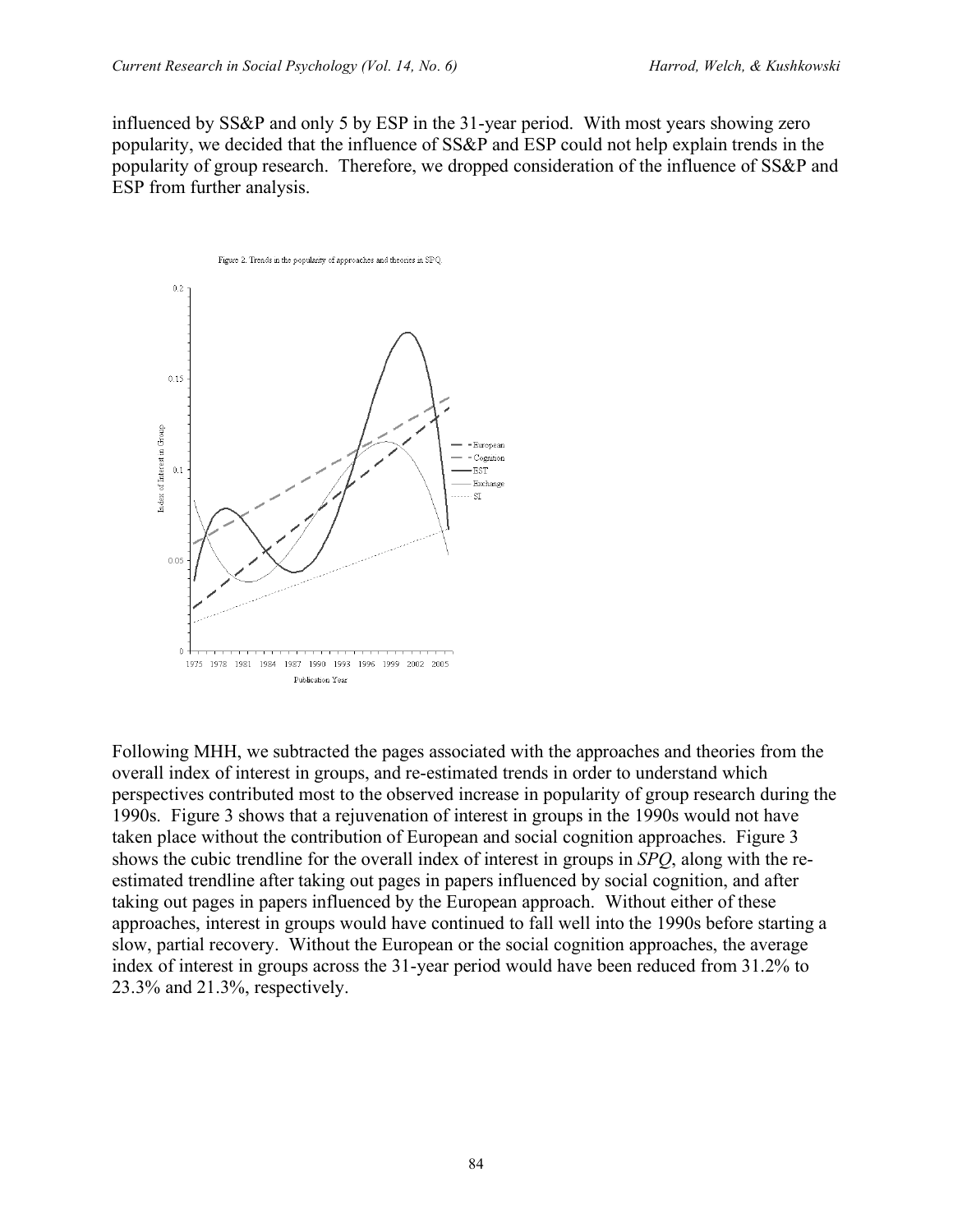influenced by SS&P and only 5 by ESP in the 31-year period. With most years showing zero popularity, we decided that the influence of SS&P and ESP could not help explain trends in the popularity of group research. Therefore, we dropped consideration of the influence of SS&P and ESP from further analysis.

Figure 2. Trends in the popularity of approaches and theories in SPQ.

Following MHH, we subtracted the pages associated with the approaches and theories from the overall index of interest in groups, and re-estimated trends in order to understand which perspectives contributed most to the observed increase in popularity of group research during the 1990s. Figure 3 shows that a rejuvenation of interest in groups in the 1990s would not have taken place without the contribution of European and social cognition approaches. Figure 3 shows the cubic trendline for the overall index of interest in groups in *SPQ*, along with the re-estimated trendline after taking out pages in papers influenced by social cognition, and after taking out pages in papers influenced by the European approach. Without either of these approaches, interest in groups would have continued to fall well into the 1990s before starting a slow, partial recovery. Without the European or the social cognition approaches, the average index of interest in groups across the 31-year period would have been reduced from 31.2% to 23.3% and 21.3%, respectively.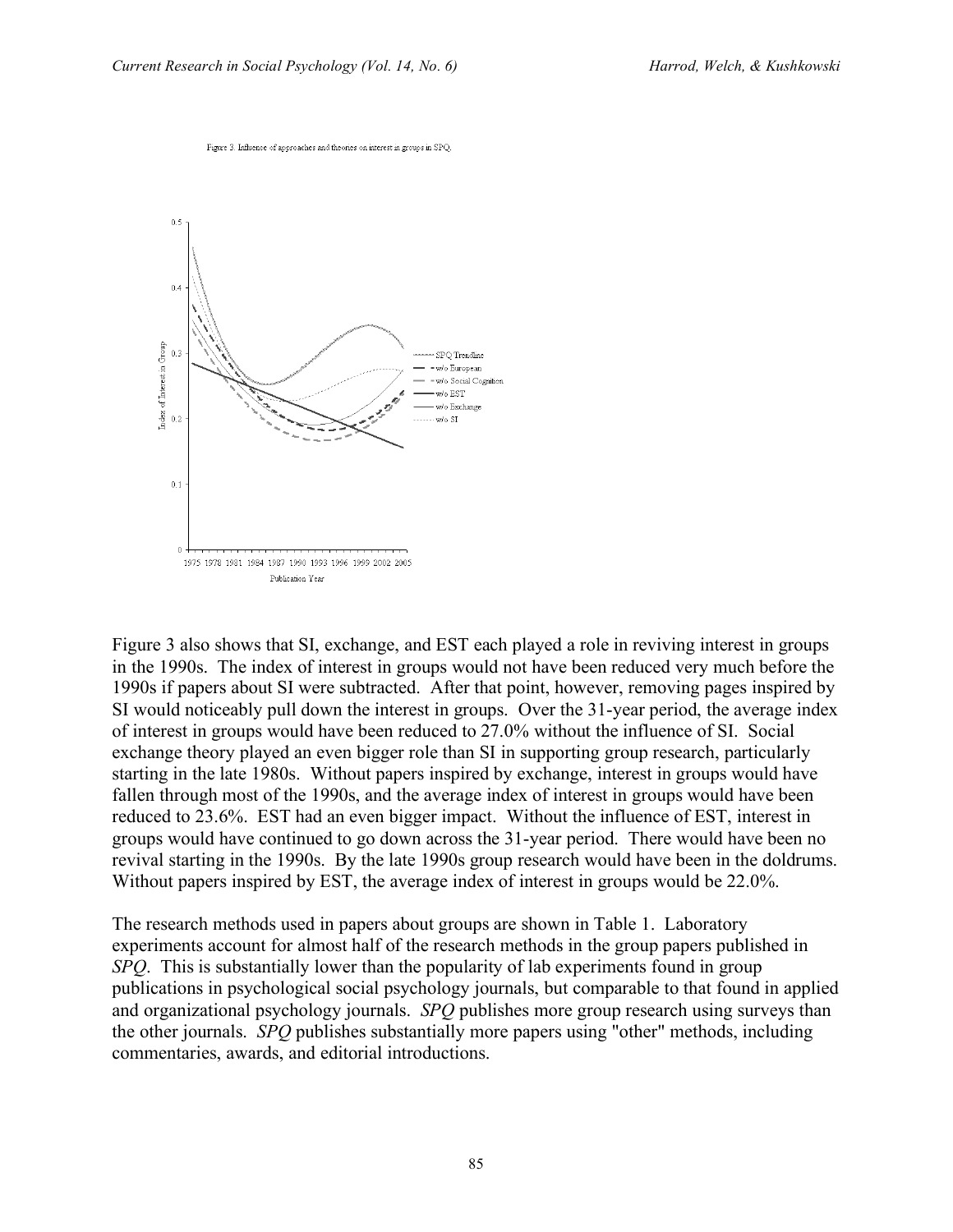Figure 3. Influence of approaches and theories on interest in groups in SPQ.

Figure 3 also shows that SI, exchange, and EST each played a role in reviving interest in groups in the 1990s. The index of interest in groups would not have been reduced very much before the 1990s if papers about SI were subtracted. After that point, however, removing pages inspired by SI would noticeably pull down the interest in groups. Over the 31-year period, the average index of interest in groups would have been reduced to 27.0% without the influence of SI. Social exchange theory played an even bigger role than SI in supporting group research, particularly starting in the late 1980s. Without papers inspired by exchange, interest in groups would have fallen through most of the 1990s, and the average index of interest in groups would have been reduced to 23.6%. EST had an even bigger impact. Without the influence of EST, interest in groups would have continued to go down across the 31-year period. There would have been no revival starting in the 1990s. By the late 1990s group research would have been in the doldrums. Without papers inspired by EST, the average index of interest in groups would be 22.0%.

The research methods used in papers about groups are shown in Table 1. Laboratory experiments account for almost half of the research methods in the group papers published in *SPQ*. This is substantially lower than the popularity of lab experiments found in group publications in psychological social psychology journals, but comparable to that found in applied and organizational psychology journals. *SPQ* publishes more group research using surveys than the other journals. *SPQ* publishes substantially more papers using "other" methods, including commentaries, awards, and editorial introductions.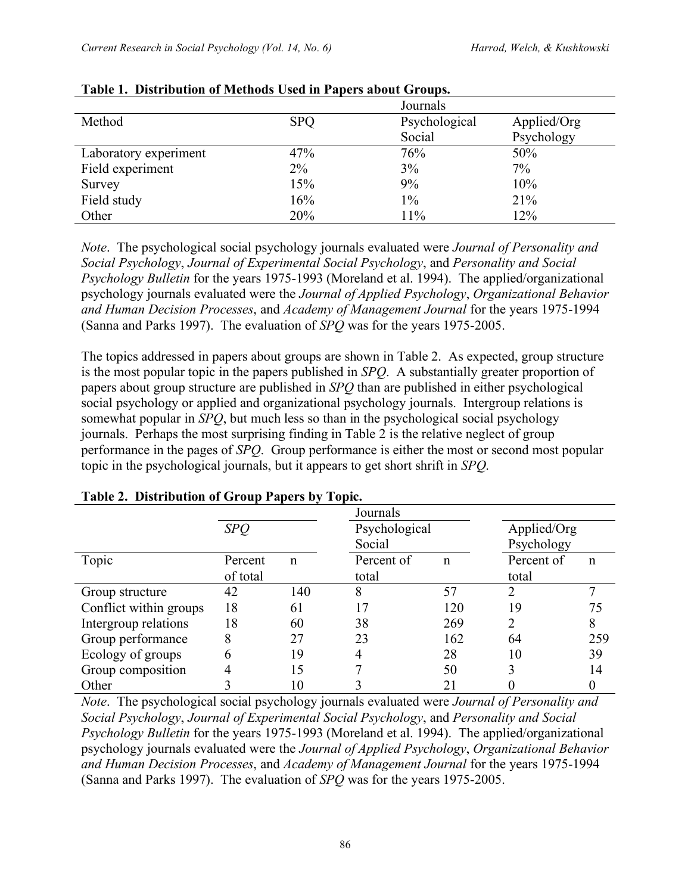**Table 1. Distribution of Methods Used in Papers about Groups.**

| | Journals | | |
|---|---|---|---|
| Method | SPQ | Psychological Social | Applied/Org Psychology |
| Laboratory experiment | 47% | 76% | 50% |
| Field experiment | 2% | 3% | 7% |
| Survey | 15% | 9% | 10% |
| Field study | 16% | 1% | 21% |
| Other | 20% | 11% | 12% |

*Note*. The psychological social psychology journals evaluated were *Journal of Personality and Social Psychology*, *Journal of Experimental Social Psychology*, and *Personality and Social Psychology Bulletin* for the years 1975-1993 (Moreland et al. 1994). The applied/organizational psychology journals evaluated were the *Journal of Applied Psychology*, *Organizational Behavior and Human Decision Processes*, and *Academy of Management Journal* for the years 1975-1994 (Sanna and Parks 1997). The evaluation of *SPQ* was for the years 1975-2005.

The topics addressed in papers about groups are shown in Table 2. As expected, group structure is the most popular topic in the papers published in *SPQ*. A substantially greater proportion of papers about group structure are published in *SPQ* than are published in either psychological social psychology or applied and organizational psychology journals. Intergroup relations is somewhat popular in *SPQ*, but much less so than in the psychological social psychology journals. Perhaps the most surprising finding in Table 2 is the relative neglect of group performance in the pages of *SPQ*. Group performance is either the most or second most popular topic in the psychological journals, but it appears to get short shrift in *SPQ*.

**Table 2. Distribution of Group Papers by Topic.**

| | Journals | | | | | |
|---|---|---|---|---|---|---|
| | *SPQ* | | Psychological Social | | Applied/Org Psychology | |
| Topic | Percent of total | n | Percent of total | n | Percent of total | n |
| Group structure | 42 | 140 | 8 | 57 | 2 | 7 |
| Conflict within groups | 18 | 61 | 17 | 120 | 19 | 75 |
| Intergroup relations | 18 | 60 | 38 | 269 | 2 | 8 |
| Group performance | 8 | 27 | 23 | 162 | 64 | 259 |
| Ecology of groups | 6 | 19 | 4 | 28 | 10 | 39 |
| Group composition | 4 | 15 | 7 | 50 | 3 | 14 |
| Other | 3 | 10 | 3 | 21 | 0 | 0 |

*Note*. The psychological social psychology journals evaluated were *Journal of Personality and Social Psychology*, *Journal of Experimental Social Psychology*, and *Personality and Social Psychology Bulletin* for the years 1975-1993 (Moreland et al. 1994). The applied/organizational psychology journals evaluated were the *Journal of Applied Psychology*, *Organizational Behavior and Human Decision Processes*, and *Academy of Management Journal* for the years 1975-1994 (Sanna and Parks 1997). The evaluation of *SPQ* was for the years 1975-2005.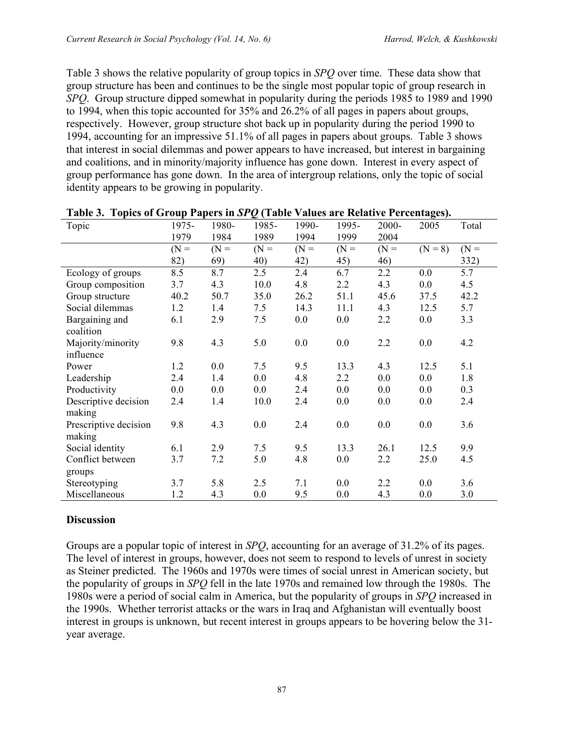Table 3 shows the relative popularity of group topics in *SPQ* over time. These data show that group structure has been and continues to be the single most popular topic of group research in *SPQ*. Group structure dipped somewhat in popularity during the periods 1985 to 1989 and 1990 to 1994, when this topic accounted for 35% and 26.2% of all pages in papers about groups, respectively. However, group structure shot back up in popularity during the period 1990 to 1994, accounting for an impressive 51.1% of all pages in papers about groups. Table 3 shows that interest in social dilemmas and power appears to have increased, but interest in bargaining and coalitions, and in minority/majority influence has gone down. Interest in every aspect of group performance has gone down. In the area of intergroup relations, only the topic of social identity appears to be growing in popularity.

**Table 3. Topics of Group Papers in *SPQ* (Table Values are Relative Percentages).**

| Topic | 1975-1979 | 1980-1984 | 1985-1989 | 1990-1994 | 1995-1999 | 2000-2004 | 2005 | Total |
|---|---|---|---|---|---|---|---|---|
| | (N = 82) | (N = 69) | (N = 40) | (N = 42) | (N = 45) | (N = 46) | (N = 8) | (N = 332) |
| Ecology of groups | 8.5 | 8.7 | 2.5 | 2.4 | 6.7 | 2.2 | 0.0 | 5.7 |
| Group composition | 3.7 | 4.3 | 10.0 | 4.8 | 2.2 | 4.3 | 0.0 | 4.5 |
| Group structure | 40.2 | 50.7 | 35.0 | 26.2 | 51.1 | 45.6 | 37.5 | 42.2 |
| Social dilemmas | 1.2 | 1.4 | 7.5 | 14.3 | 11.1 | 4.3 | 12.5 | 5.7 |
| Bargaining and coalition | 6.1 | 2.9 | 7.5 | 0.0 | 0.0 | 2.2 | 0.0 | 3.3 |
| Majority/minority influence | 9.8 | 4.3 | 5.0 | 0.0 | 0.0 | 2.2 | 0.0 | 4.2 |
| Power | 1.2 | 0.0 | 7.5 | 9.5 | 13.3 | 4.3 | 12.5 | 5.1 |
| Leadership | 2.4 | 1.4 | 0.0 | 4.8 | 2.2 | 0.0 | 0.0 | 1.8 |
| Productivity | 0.0 | 0.0 | 0.0 | 2.4 | 0.0 | 0.0 | 0.0 | 0.3 |
| Descriptive decision making | 2.4 | 1.4 | 10.0 | 2.4 | 0.0 | 0.0 | 0.0 | 2.4 |
| Prescriptive decision making | 9.8 | 4.3 | 0.0 | 2.4 | 0.0 | 0.0 | 0.0 | 3.6 |
| Social identity | 6.1 | 2.9 | 7.5 | 9.5 | 13.3 | 26.1 | 12.5 | 9.9 |
| Conflict between groups | 3.7 | 7.2 | 5.0 | 4.8 | 0.0 | 2.2 | 25.0 | 4.5 |
| Stereotyping | 3.7 | 5.8 | 2.5 | 7.1 | 0.0 | 2.2 | 0.0 | 3.6 |
| Miscellaneous | 1.2 | 4.3 | 0.0 | 9.5 | 0.0 | 4.3 | 0.0 | 3.0 |

## Discussion

Groups are a popular topic of interest in *SPQ*, accounting for an average of 31.2% of its pages. The level of interest in groups, however, does not seem to respond to levels of unrest in society as Steiner predicted. The 1960s and 1970s were times of social unrest in American society, but the popularity of groups in *SPQ* fell in the late 1970s and remained low through the 1980s. The 1980s were a period of social calm in America, but the popularity of groups in *SPQ* increased in the 1990s. Whether terrorist attacks or the wars in Iraq and Afghanistan will eventually boost interest in groups is unknown, but recent interest in groups appears to be hovering below the 31-year average.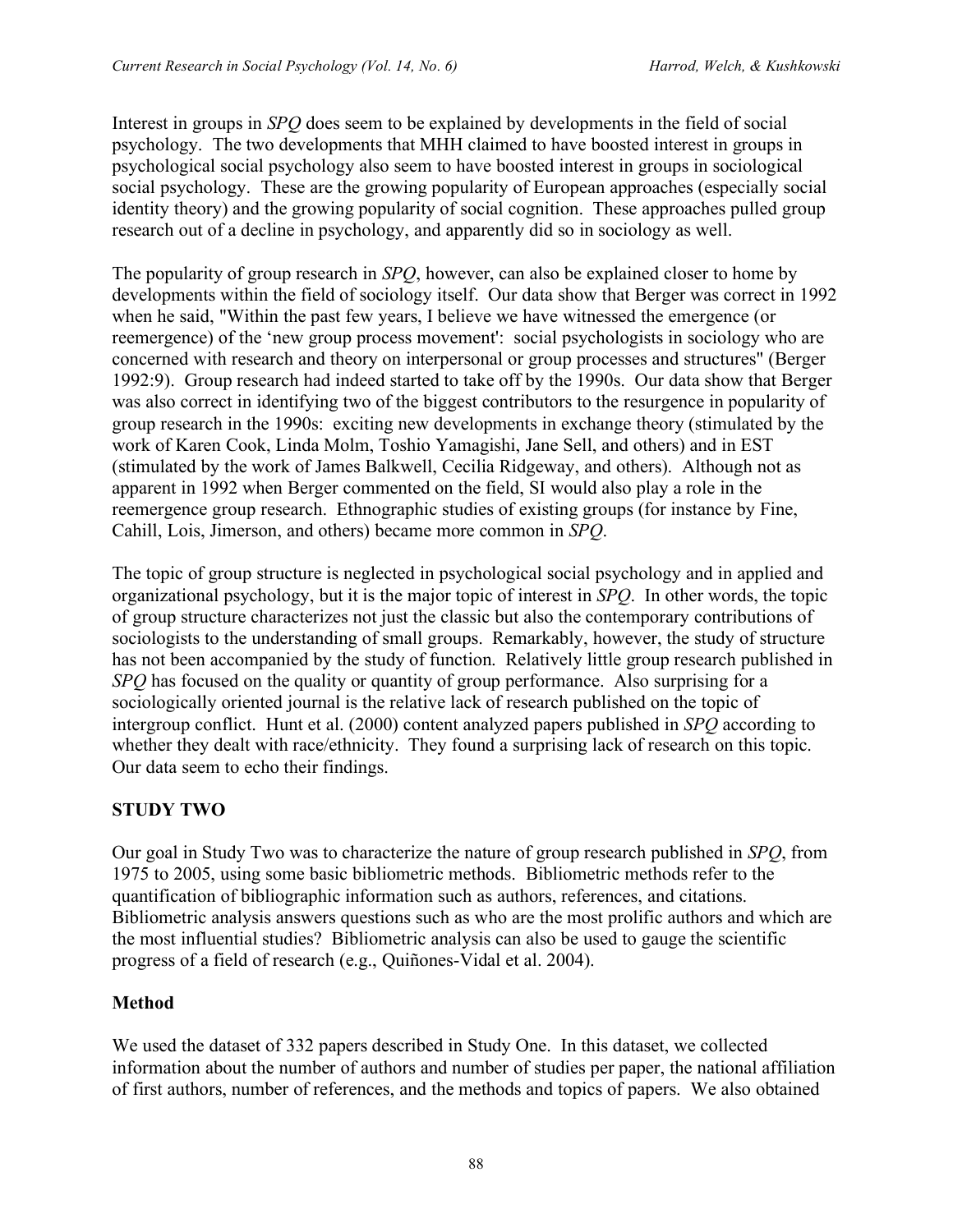Interest in groups in *SPQ* does seem to be explained by developments in the field of social psychology. The two developments that MHH claimed to have boosted interest in groups in psychological social psychology also seem to have boosted interest in groups in sociological social psychology. These are the growing popularity of European approaches (especially social identity theory) and the growing popularity of social cognition. These approaches pulled group research out of a decline in psychology, and apparently did so in sociology as well.

The popularity of group research in *SPQ*, however, can also be explained closer to home by developments within the field of sociology itself. Our data show that Berger was correct in 1992 when he said, "Within the past few years, I believe we have witnessed the emergence (or reemergence) of the 'new group process movement': social psychologists in sociology who are concerned with research and theory on interpersonal or group processes and structures" (Berger 1992:9). Group research had indeed started to take off by the 1990s. Our data show that Berger was also correct in identifying two of the biggest contributors to the resurgence in popularity of group research in the 1990s: exciting new developments in exchange theory (stimulated by the work of Karen Cook, Linda Molm, Toshio Yamagishi, Jane Sell, and others) and in EST (stimulated by the work of James Balkwell, Cecilia Ridgeway, and others). Although not as apparent in 1992 when Berger commented on the field, SI would also play a role in the reemergence group research. Ethnographic studies of existing groups (for instance by Fine, Cahill, Lois, Jimerson, and others) became more common in *SPQ*.

The topic of group structure is neglected in psychological social psychology and in applied and organizational psychology, but it is the major topic of interest in *SPQ*. In other words, the topic of group structure characterizes not just the classic but also the contemporary contributions of sociologists to the understanding of small groups. Remarkably, however, the study of structure has not been accompanied by the study of function. Relatively little group research published in *SPQ* has focused on the quality or quantity of group performance. Also surprising for a sociologically oriented journal is the relative lack of research published on the topic of intergroup conflict. Hunt et al. (2000) content analyzed papers published in *SPQ* according to whether they dealt with race/ethnicity. They found a surprising lack of research on this topic. Our data seem to echo their findings.

## STUDY TWO

Our goal in Study Two was to characterize the nature of group research published in *SPQ*, from 1975 to 2005, using some basic bibliometric methods. Bibliometric methods refer to the quantification of bibliographic information such as authors, references, and citations. Bibliometric analysis answers questions such as who are the most prolific authors and which are the most influential studies? Bibliometric analysis can also be used to gauge the scientific progress of a field of research (e.g., Quiñones-Vidal et al. 2004).

### Method

We used the dataset of 332 papers described in Study One. In this dataset, we collected information about the number of authors and number of studies per paper, the national affiliation of first authors, number of references, and the methods and topics of papers. We also obtained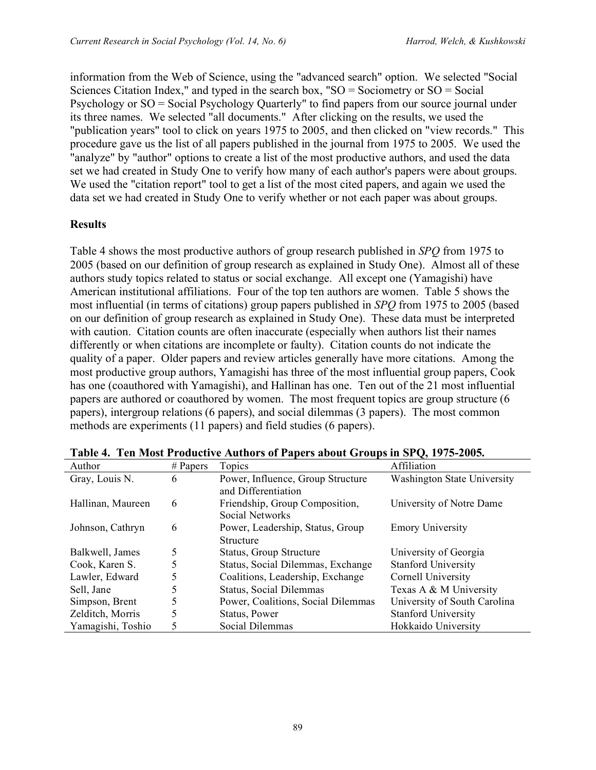information from the Web of Science, using the "advanced search" option. We selected "Social Sciences Citation Index," and typed in the search box, "SO = Sociometry or SO = Social Psychology or SO = Social Psychology Quarterly" to find papers from our source journal under its three names. We selected "all documents." After clicking on the results, we used the "publication years" tool to click on years 1975 to 2005, and then clicked on "view records." This procedure gave us the list of all papers published in the journal from 1975 to 2005. We used the "analyze" by "author" options to create a list of the most productive authors, and used the data set we had created in Study One to verify how many of each author's papers were about groups. We used the "citation report" tool to get a list of the most cited papers, and again we used the data set we had created in Study One to verify whether or not each paper was about groups.

### Results

Table 4 shows the most productive authors of group research published in *SPQ* from 1975 to 2005 (based on our definition of group research as explained in Study One). Almost all of these authors study topics related to status or social exchange. All except one (Yamagishi) have American institutional affiliations. Four of the top ten authors are women. Table 5 shows the most influential (in terms of citations) group papers published in *SPQ* from 1975 to 2005 (based on our definition of group research as explained in Study One). These data must be interpreted with caution. Citation counts are often inaccurate (especially when authors list their names differently or when citations are incomplete or faulty). Citation counts do not indicate the quality of a paper. Older papers and review articles generally have more citations. Among the most productive group authors, Yamagishi has three of the most influential group papers, Cook has one (coauthored with Yamagishi), and Hallinan has one. Ten out of the 21 most influential papers are authored or coauthored by women. The most frequent topics are group structure (6 papers), intergroup relations (6 papers), and social dilemmas (3 papers). The most common methods are experiments (11 papers) and field studies (6 papers).

**Table 4. Ten Most Productive Authors of Papers about Groups in SPQ, 1975-2005.**

| Author | # Papers | Topics | Affiliation |
|---|---|---|---|
| Gray, Louis N. | 6 | Power, Influence, Group Structure and Differentiation | Washington State University |
| Hallinan, Maureen | 6 | Friendship, Group Composition, Social Networks | University of Notre Dame |
| Johnson, Cathryn | 6 | Power, Leadership, Status, Group Structure | Emory University |
| Balkwell, James | 5 | Status, Group Structure | University of Georgia |
| Cook, Karen S. | 5 | Status, Social Dilemmas, Exchange | Stanford University |
| Lawler, Edward | 5 | Coalitions, Leadership, Exchange | Cornell University |
| Sell, Jane | 5 | Status, Social Dilemmas | Texas A & M University |
| Simpson, Brent | 5 | Power, Coalitions, Social Dilemmas | University of South Carolina |
| Zelditch, Morris | 5 | Status, Power | Stanford University |
| Yamagishi, Toshio | 5 | Social Dilemmas | Hokkaido University |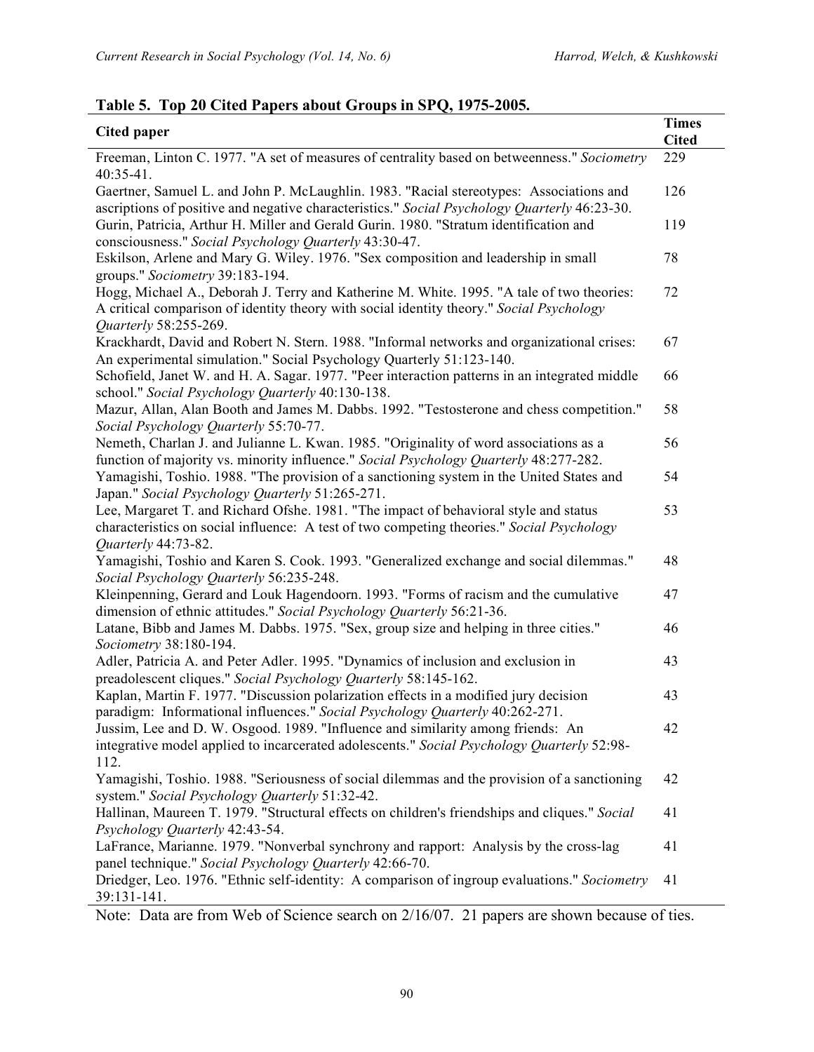**Table 5. Top 20 Cited Papers about Groups in SPQ, 1975-2005.**

| Cited paper | Times Cited |
|---|---|
| Freeman, Linton C. 1977. "A set of measures of centrality based on betweenness." *Sociometry* 40:35-41. | 229 |
| Gaertner, Samuel L. and John P. McLaughlin. 1983. "Racial stereotypes: Associations and ascriptions of positive and negative characteristics." *Social Psychology Quarterly* 46:23-30. | 126 |
| Gurin, Patricia, Arthur H. Miller and Gerald Gurin. 1980. "Stratum identification and consciousness." *Social Psychology Quarterly* 43:30-47. | 119 |
| Eskilson, Arlene and Mary G. Wiley. 1976. "Sex composition and leadership in small groups." *Sociometry* 39:183-194. | 78 |
| Hogg, Michael A., Deborah J. Terry and Katherine M. White. 1995. "A tale of two theories: A critical comparison of identity theory with social identity theory." *Social Psychology Quarterly* 58:255-269. | 72 |
| Krackhardt, David and Robert N. Stern. 1988. "Informal networks and organizational crises: An experimental simulation." Social Psychology Quarterly 51:123-140. | 67 |
| Schofield, Janet W. and H. A. Sagar. 1977. "Peer interaction patterns in an integrated middle school." *Social Psychology Quarterly* 40:130-138. | 66 |
| Mazur, Allan, Alan Booth and James M. Dabbs. 1992. "Testosterone and chess competition." *Social Psychology Quarterly* 55:70-77. | 58 |
| Nemeth, Charlan J. and Julianne L. Kwan. 1985. "Originality of word associations as a function of majority vs. minority influence." *Social Psychology Quarterly* 48:277-282. | 56 |
| Yamagishi, Toshio. 1988. "The provision of a sanctioning system in the United States and Japan." *Social Psychology Quarterly* 51:265-271. | 54 |
| Lee, Margaret T. and Richard Ofshe. 1981. "The impact of behavioral style and status characteristics on social influence: A test of two competing theories." *Social Psychology Quarterly* 44:73-82. | 53 |
| Yamagishi, Toshio and Karen S. Cook. 1993. "Generalized exchange and social dilemmas." *Social Psychology Quarterly* 56:235-248. | 48 |
| Kleinpenning, Gerard and Louk Hagendoorn. 1993. "Forms of racism and the cumulative dimension of ethnic attitudes." *Social Psychology Quarterly* 56:21-36. | 47 |
| Latane, Bibb and James M. Dabbs. 1975. "Sex, group size and helping in three cities." *Sociometry* 38:180-194. | 46 |
| Adler, Patricia A. and Peter Adler. 1995. "Dynamics of inclusion and exclusion in preadolescent cliques." *Social Psychology Quarterly* 58:145-162. | 43 |
| Kaplan, Martin F. 1977. "Discussion polarization effects in a modified jury decision paradigm: Informational influences." *Social Psychology Quarterly* 40:262-271. | 43 |
| Jussim, Lee and D. W. Osgood. 1989. "Influence and similarity among friends: An integrative model applied to incarcerated adolescents." *Social Psychology Quarterly* 52:98-112. | 42 |
| Yamagishi, Toshio. 1988. "Seriousness of social dilemmas and the provision of a sanctioning system." *Social Psychology Quarterly* 51:32-42. | 42 |
| Hallinan, Maureen T. 1979. "Structural effects on children's friendships and cliques." *Social Psychology Quarterly* 42:43-54. | 41 |
| LaFrance, Marianne. 1979. "Nonverbal synchrony and rapport: Analysis by the cross-lag panel technique." *Social Psychology Quarterly* 42:66-70. | 41 |
| Driedger, Leo. 1976. "Ethnic self-identity: A comparison of ingroup evaluations." *Sociometry* 39:131-141. | 41 |

Note: Data are from Web of Science search on 2/16/07. 21 papers are shown because of ties.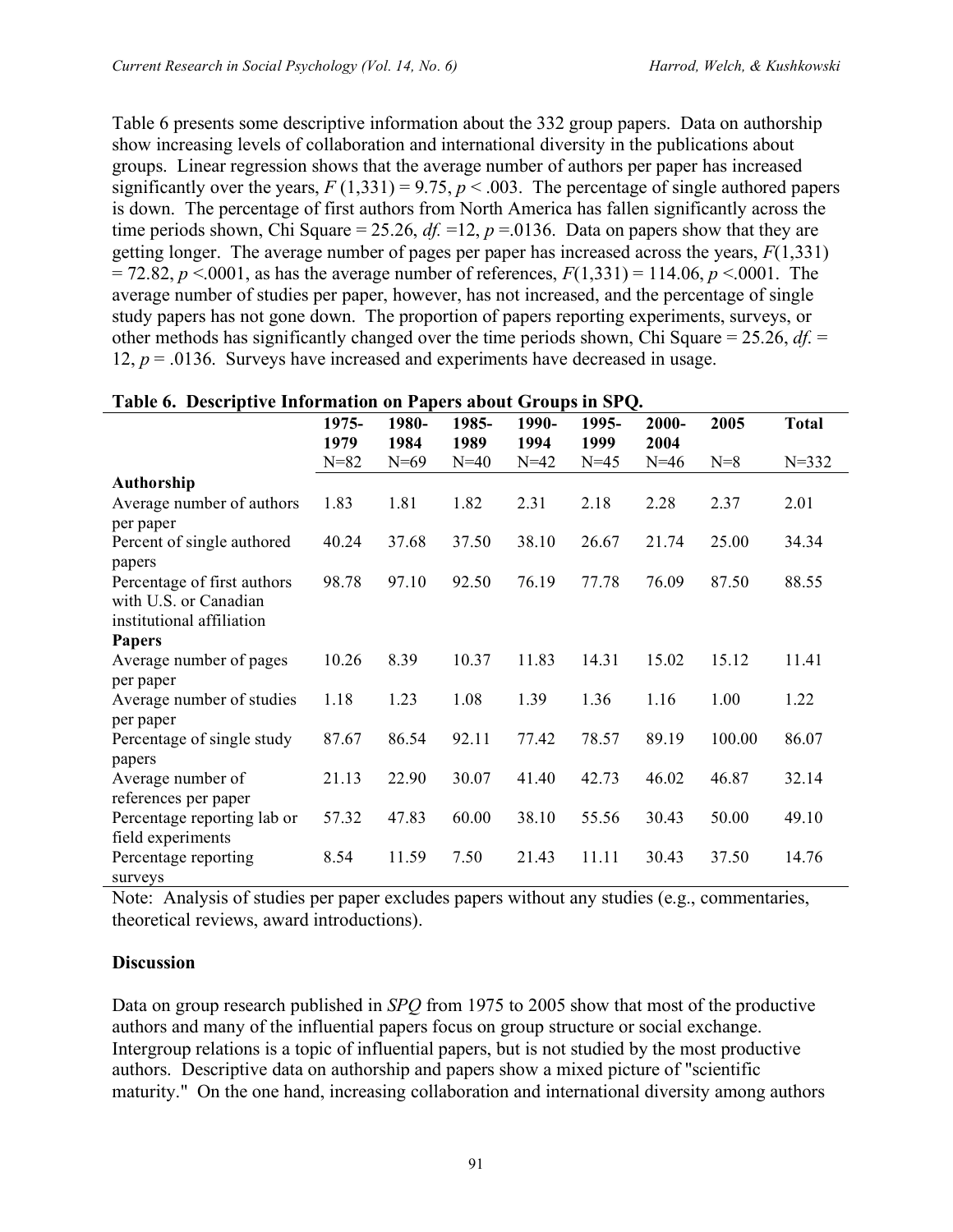Table 6 presents some descriptive information about the 332 group papers. Data on authorship show increasing levels of collaboration and international diversity in the publications about groups. Linear regression shows that the average number of authors per paper has increased significantly over the years, $F(1,331) = 9.75$, $p < .003$. The percentage of single authored papers is down. The percentage of first authors from North America has fallen significantly across the time periods shown, Chi Square = 25.26, *df.* =12, $p = .0136$. Data on papers show that they are getting longer. The average number of pages per paper has increased across the years, $F(1,331) = 72.82$, $p < .0001$, as has the average number of references, $F(1,331) = 114.06$, $p < .0001$. The average number of studies per paper, however, has not increased, and the percentage of single study papers has not gone down. The proportion of papers reporting experiments, surveys, or other methods has significantly changed over the time periods shown, Chi Square = 25.26, *df.* = 12, $p = .0136$. Surveys have increased and experiments have decreased in usage.

**Table 6. Descriptive Information on Papers about Groups in SPQ.**

| | 1975-1979 N=82 | 1980-1984 N=69 | 1985-1989 N=40 | 1990-1994 N=42 | 1995-1999 N=45 | 2000-2004 N=46 | 2005 N=8 | Total N=332 |
|---|---|---|---|---|---|---|---|---|
| **Authorship** | | | | | | | | |
| Average number of authors per paper | 1.83 | 1.81 | 1.82 | 2.31 | 2.18 | 2.28 | 2.37 | 2.01 |
| Percent of single authored papers | 40.24 | 37.68 | 37.50 | 38.10 | 26.67 | 21.74 | 25.00 | 34.34 |
| Percentage of first authors with U.S. or Canadian institutional affiliation | 98.78 | 97.10 | 92.50 | 76.19 | 77.78 | 76.09 | 87.50 | 88.55 |
| **Papers** | | | | | | | | |
| Average number of pages per paper | 10.26 | 8.39 | 10.37 | 11.83 | 14.31 | 15.02 | 15.12 | 11.41 |
| Average number of studies per paper | 1.18 | 1.23 | 1.08 | 1.39 | 1.36 | 1.16 | 1.00 | 1.22 |
| Percentage of single study papers | 87.67 | 86.54 | 92.11 | 77.42 | 78.57 | 89.19 | 100.00 | 86.07 |
| Average number of references per paper | 21.13 | 22.90 | 30.07 | 41.40 | 42.73 | 46.02 | 46.87 | 32.14 |
| Percentage reporting lab or field experiments | 57.32 | 47.83 | 60.00 | 38.10 | 55.56 | 30.43 | 50.00 | 49.10 |
| Percentage reporting surveys | 8.54 | 11.59 | 7.50 | 21.43 | 11.11 | 30.43 | 37.50 | 14.76 |

Note: Analysis of studies per paper excludes papers without any studies (e.g., commentaries, theoretical reviews, award introductions).

## Discussion

Data on group research published in *SPQ* from 1975 to 2005 show that most of the productive authors and many of the influential papers focus on group structure or social exchange. Intergroup relations is a topic of influential papers, but is not studied by the most productive authors. Descriptive data on authorship and papers show a mixed picture of "scientific maturity." On the one hand, increasing collaboration and international diversity among authors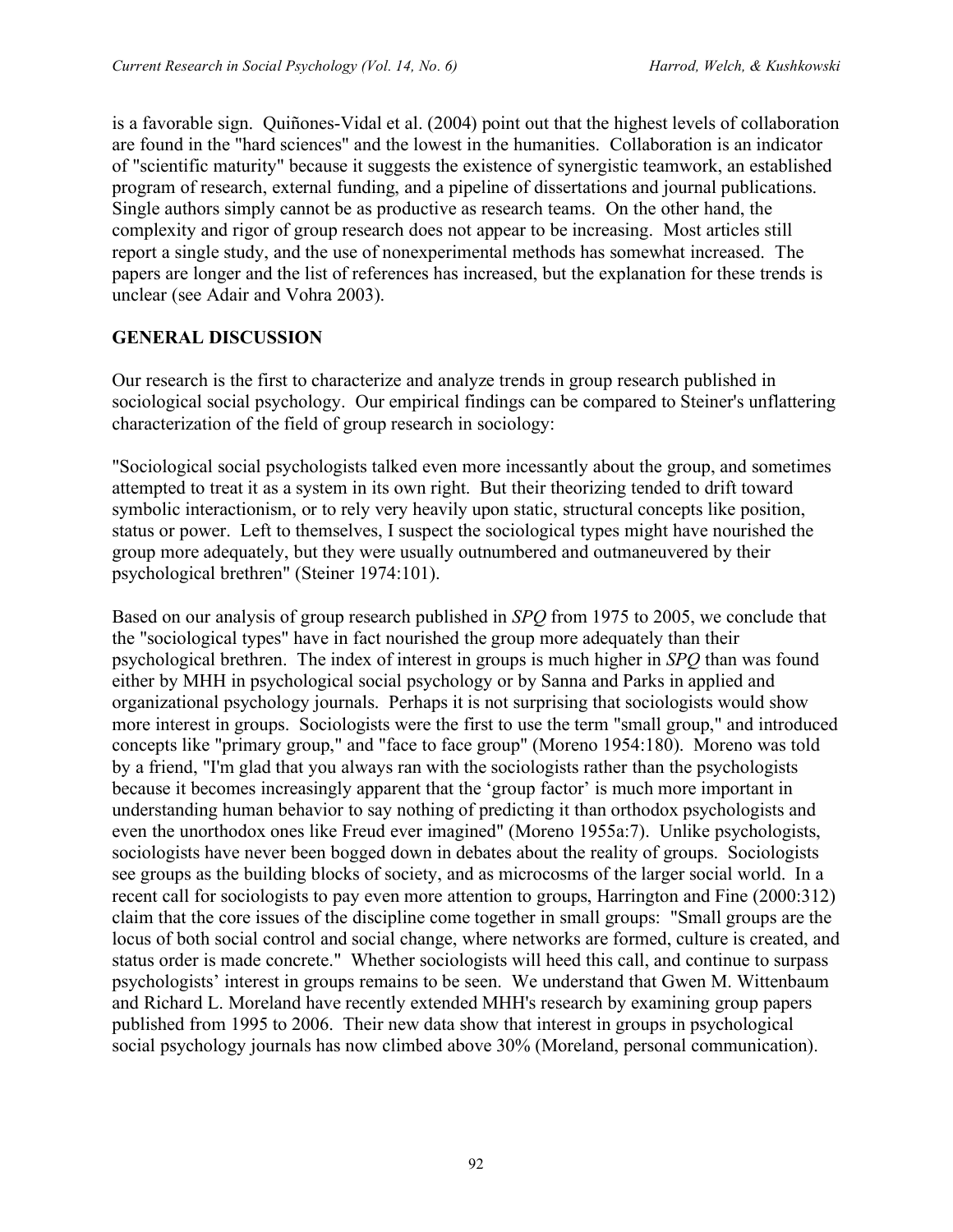is a favorable sign. Quiñones-Vidal et al. (2004) point out that the highest levels of collaboration are found in the "hard sciences" and the lowest in the humanities. Collaboration is an indicator of "scientific maturity" because it suggests the existence of synergistic teamwork, an established program of research, external funding, and a pipeline of dissertations and journal publications. Single authors simply cannot be as productive as research teams. On the other hand, the complexity and rigor of group research does not appear to be increasing. Most articles still report a single study, and the use of nonexperimental methods has somewhat increased. The papers are longer and the list of references has increased, but the explanation for these trends is unclear (see Adair and Vohra 2003).

## GENERAL DISCUSSION

Our research is the first to characterize and analyze trends in group research published in sociological social psychology. Our empirical findings can be compared to Steiner's unflattering characterization of the field of group research in sociology:

"Sociological social psychologists talked even more incessantly about the group, and sometimes attempted to treat it as a system in its own right. But their theorizing tended to drift toward symbolic interactionism, or to rely very heavily upon static, structural concepts like position, status or power. Left to themselves, I suspect the sociological types might have nourished the group more adequately, but they were usually outnumbered and outmaneuvered by their psychological brethren" (Steiner 1974:101).

Based on our analysis of group research published in *SPQ* from 1975 to 2005, we conclude that the "sociological types" have in fact nourished the group more adequately than their psychological brethren. The index of interest in groups is much higher in *SPQ* than was found either by MHH in psychological social psychology or by Sanna and Parks in applied and organizational psychology journals. Perhaps it is not surprising that sociologists would show more interest in groups. Sociologists were the first to use the term "small group," and introduced concepts like "primary group," and "face to face group" (Moreno 1954:180). Moreno was told by a friend, "I'm glad that you always ran with the sociologists rather than the psychologists because it becomes increasingly apparent that the 'group factor' is much more important in understanding human behavior to say nothing of predicting it than orthodox psychologists and even the unorthodox ones like Freud ever imagined" (Moreno 1955a:7). Unlike psychologists, sociologists have never been bogged down in debates about the reality of groups. Sociologists see groups as the building blocks of society, and as microcosms of the larger social world. In a recent call for sociologists to pay even more attention to groups, Harrington and Fine (2000:312) claim that the core issues of the discipline come together in small groups: "Small groups are the locus of both social control and social change, where networks are formed, culture is created, and status order is made concrete." Whether sociologists will heed this call, and continue to surpass psychologists' interest in groups remains to be seen. We understand that Gwen M. Wittenbaum and Richard L. Moreland have recently extended MHH's research by examining group papers published from 1995 to 2006. Their new data show that interest in groups in psychological social psychology journals has now climbed above 30% (Moreland, personal communication).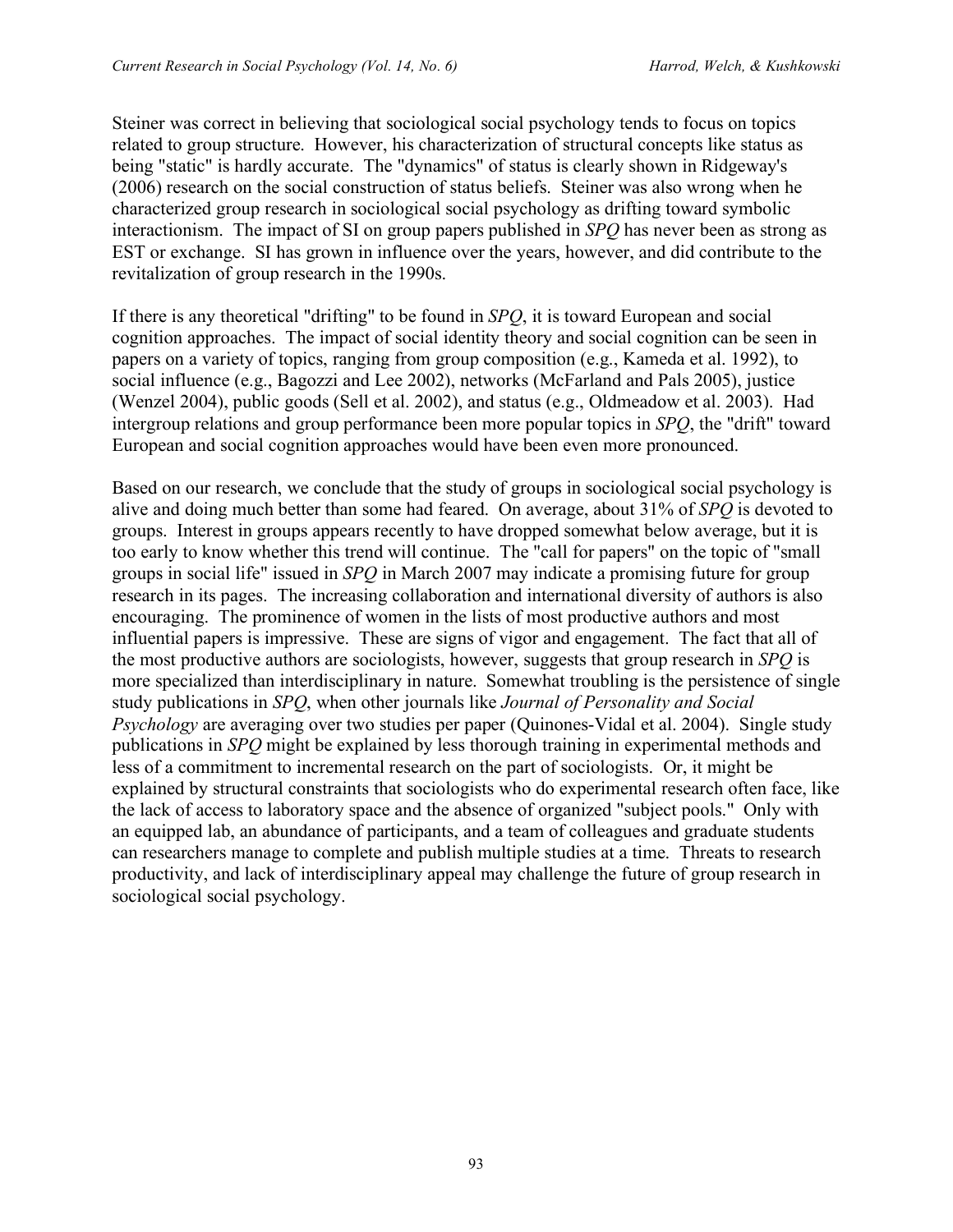Steiner was correct in believing that sociological social psychology tends to focus on topics related to group structure. However, his characterization of structural concepts like status as being "static" is hardly accurate. The "dynamics" of status is clearly shown in Ridgeway's (2006) research on the social construction of status beliefs. Steiner was also wrong when he characterized group research in sociological social psychology as drifting toward symbolic interactionism. The impact of SI on group papers published in *SPQ* has never been as strong as EST or exchange. SI has grown in influence over the years, however, and did contribute to the revitalization of group research in the 1990s.

If there is any theoretical "drifting" to be found in *SPQ*, it is toward European and social cognition approaches. The impact of social identity theory and social cognition can be seen in papers on a variety of topics, ranging from group composition (e.g., Kameda et al. 1992), to social influence (e.g., Bagozzi and Lee 2002), networks (McFarland and Pals 2005), justice (Wenzel 2004), public goods (Sell et al. 2002), and status (e.g., Oldmeadow et al. 2003). Had intergroup relations and group performance been more popular topics in *SPQ*, the "drift" toward European and social cognition approaches would have been even more pronounced.

Based on our research, we conclude that the study of groups in sociological social psychology is alive and doing much better than some had feared. On average, about 31% of *SPQ* is devoted to groups. Interest in groups appears recently to have dropped somewhat below average, but it is too early to know whether this trend will continue. The "call for papers" on the topic of "small groups in social life" issued in *SPQ* in March 2007 may indicate a promising future for group research in its pages. The increasing collaboration and international diversity of authors is also encouraging. The prominence of women in the lists of most productive authors and most influential papers is impressive. These are signs of vigor and engagement. The fact that all of the most productive authors are sociologists, however, suggests that group research in *SPQ* is more specialized than interdisciplinary in nature. Somewhat troubling is the persistence of single study publications in *SPQ*, when other journals like *Journal of Personality and Social Psychology* are averaging over two studies per paper (Quinones-Vidal et al. 2004). Single study publications in *SPQ* might be explained by less thorough training in experimental methods and less of a commitment to incremental research on the part of sociologists. Or, it might be explained by structural constraints that sociologists who do experimental research often face, like the lack of access to laboratory space and the absence of organized "subject pools." Only with an equipped lab, an abundance of participants, and a team of colleagues and graduate students can researchers manage to complete and publish multiple studies at a time. Threats to research productivity, and lack of interdisciplinary appeal may challenge the future of group research in sociological social psychology.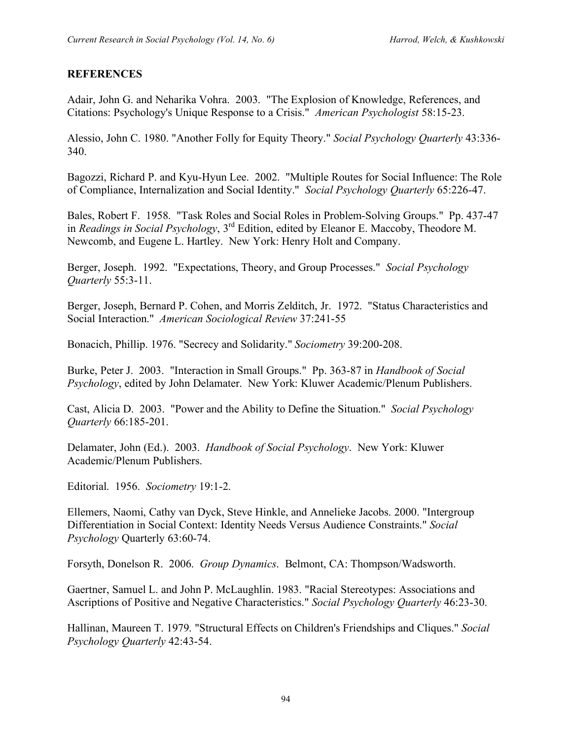## REFERENCES

Adair, John G. and Neharika Vohra. 2003. "The Explosion of Knowledge, References, and Citations: Psychology's Unique Response to a Crisis." *American Psychologist* 58:15-23.

Alessio, John C. 1980. "Another Folly for Equity Theory." *Social Psychology Quarterly* 43:336-340.

Bagozzi, Richard P. and Kyu-Hyun Lee. 2002. "Multiple Routes for Social Influence: The Role of Compliance, Internalization and Social Identity." *Social Psychology Quarterly* 65:226-47.

Bales, Robert F. 1958. "Task Roles and Social Roles in Problem-Solving Groups." Pp. 437-47 in *Readings in Social Psychology*, 3rd Edition, edited by Eleanor E. Maccoby, Theodore M. Newcomb, and Eugene L. Hartley. New York: Henry Holt and Company.

Berger, Joseph. 1992. "Expectations, Theory, and Group Processes." *Social Psychology Quarterly* 55:3-11.

Berger, Joseph, Bernard P. Cohen, and Morris Zelditch, Jr. 1972. "Status Characteristics and Social Interaction." *American Sociological Review* 37:241-55

Bonacich, Phillip. 1976. "Secrecy and Solidarity." *Sociometry* 39:200-208.

Burke, Peter J. 2003. "Interaction in Small Groups." Pp. 363-87 in *Handbook of Social Psychology*, edited by John Delamater. New York: Kluwer Academic/Plenum Publishers.

Cast, Alicia D. 2003. "Power and the Ability to Define the Situation." *Social Psychology Quarterly* 66:185-201.

Delamater, John (Ed.). 2003. *Handbook of Social Psychology*. New York: Kluwer Academic/Plenum Publishers.

Editorial. 1956. *Sociometry* 19:1-2.

Ellemers, Naomi, Cathy van Dyck, Steve Hinkle, and Annelieke Jacobs. 2000. "Intergroup Differentiation in Social Context: Identity Needs Versus Audience Constraints." *Social Psychology* Quarterly 63:60-74.

Forsyth, Donelson R. 2006. *Group Dynamics*. Belmont, CA: Thompson/Wadsworth.

Gaertner, Samuel L. and John P. McLaughlin. 1983. "Racial Stereotypes: Associations and Ascriptions of Positive and Negative Characteristics." *Social Psychology Quarterly* 46:23-30.

Hallinan, Maureen T. 1979. "Structural Effects on Children's Friendships and Cliques." *Social Psychology Quarterly* 42:43-54.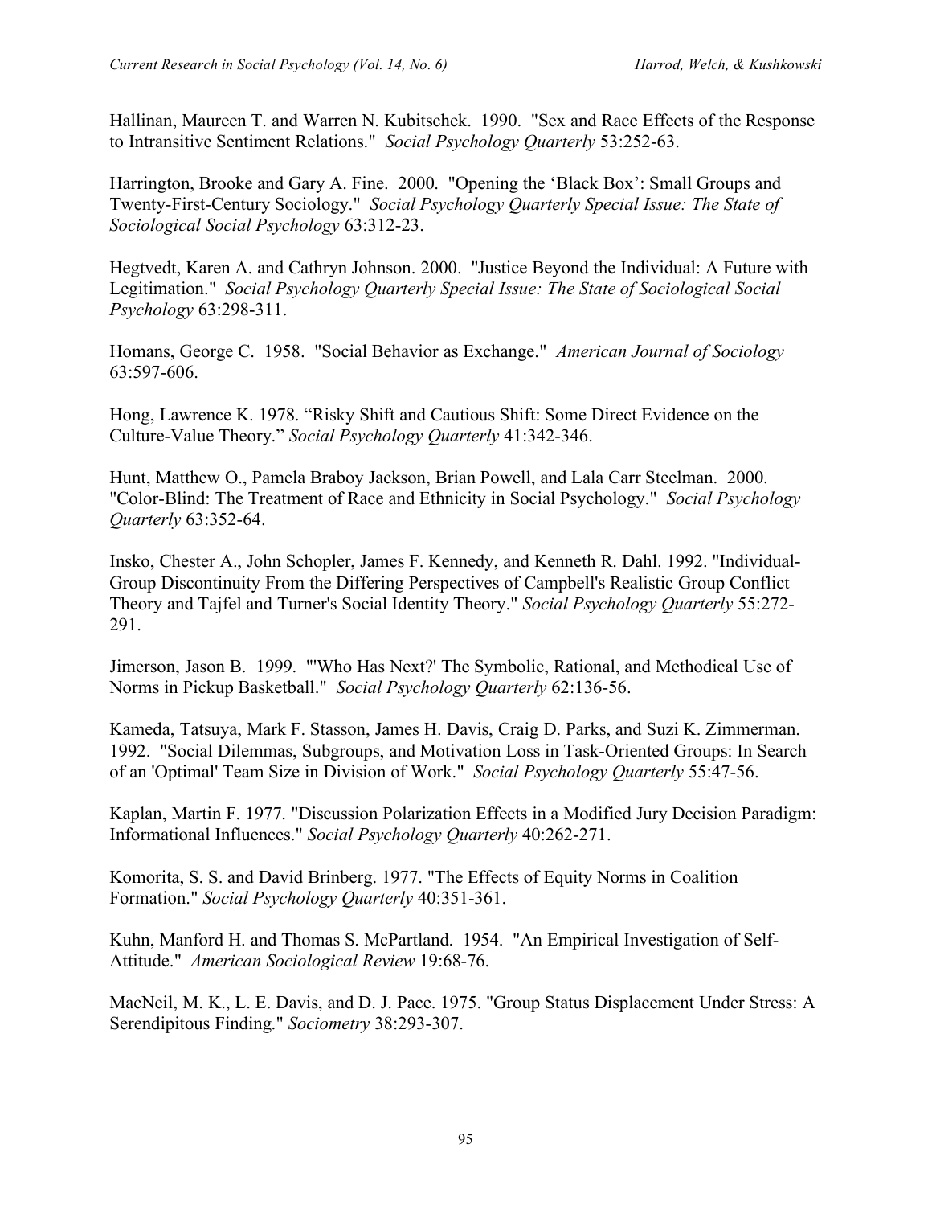Hallinan, Maureen T. and Warren N. Kubitschek. 1990. "Sex and Race Effects of the Response to Intransitive Sentiment Relations." *Social Psychology Quarterly* 53:252-63.

Harrington, Brooke and Gary A. Fine. 2000. "Opening the 'Black Box': Small Groups and Twenty-First-Century Sociology." *Social Psychology Quarterly Special Issue: The State of Sociological Social Psychology* 63:312-23.

Hegtvedt, Karen A. and Cathryn Johnson. 2000. "Justice Beyond the Individual: A Future with Legitimation." *Social Psychology Quarterly Special Issue: The State of Sociological Social Psychology* 63:298-311.

Homans, George C. 1958. "Social Behavior as Exchange." *American Journal of Sociology* 63:597-606.

Hong, Lawrence K. 1978. "Risky Shift and Cautious Shift: Some Direct Evidence on the Culture-Value Theory." *Social Psychology Quarterly* 41:342-346.

Hunt, Matthew O., Pamela Braboy Jackson, Brian Powell, and Lala Carr Steelman. 2000. "Color-Blind: The Treatment of Race and Ethnicity in Social Psychology." *Social Psychology Quarterly* 63:352-64.

Insko, Chester A., John Schopler, James F. Kennedy, and Kenneth R. Dahl. 1992. "Individual-Group Discontinuity From the Differing Perspectives of Campbell's Realistic Group Conflict Theory and Tajfel and Turner's Social Identity Theory." *Social Psychology Quarterly* 55:272-291.

Jimerson, Jason B. 1999. "'Who Has Next?' The Symbolic, Rational, and Methodical Use of Norms in Pickup Basketball." *Social Psychology Quarterly* 62:136-56.

Kameda, Tatsuya, Mark F. Stasson, James H. Davis, Craig D. Parks, and Suzi K. Zimmerman. 1992. "Social Dilemmas, Subgroups, and Motivation Loss in Task-Oriented Groups: In Search of an 'Optimal' Team Size in Division of Work." *Social Psychology Quarterly* 55:47-56.

Kaplan, Martin F. 1977. "Discussion Polarization Effects in a Modified Jury Decision Paradigm: Informational Influences." *Social Psychology Quarterly* 40:262-271.

Komorita, S. S. and David Brinberg. 1977. "The Effects of Equity Norms in Coalition Formation." *Social Psychology Quarterly* 40:351-361.

Kuhn, Manford H. and Thomas S. McPartland. 1954. "An Empirical Investigation of Self-Attitude." *American Sociological Review* 19:68-76.

MacNeil, M. K., L. E. Davis, and D. J. Pace. 1975. "Group Status Displacement Under Stress: A Serendipitous Finding." *Sociometry* 38:293-307.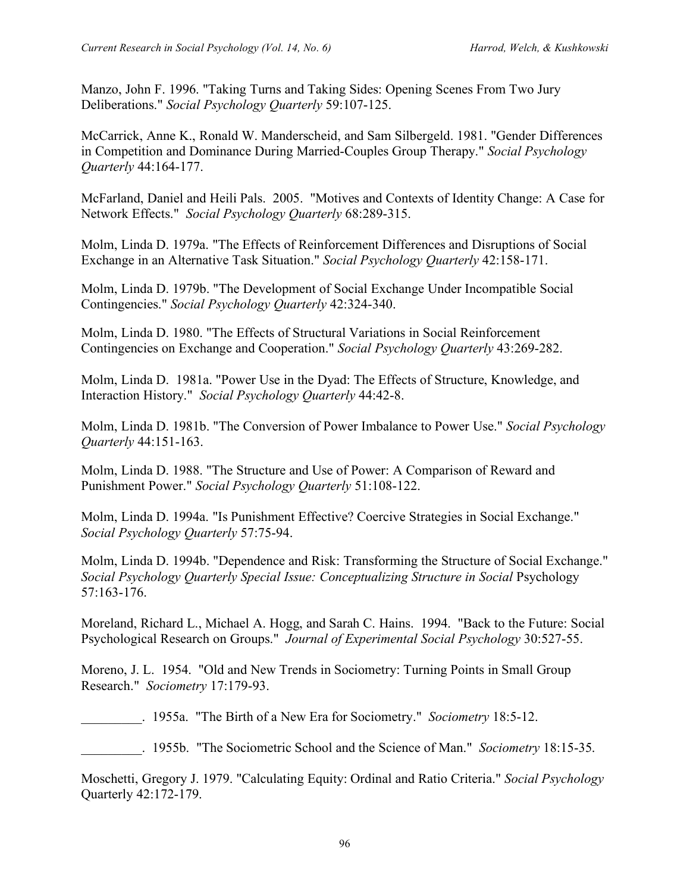Manzo, John F. 1996. "Taking Turns and Taking Sides: Opening Scenes From Two Jury Deliberations." *Social Psychology Quarterly* 59:107-125.

McCarrick, Anne K., Ronald W. Manderscheid, and Sam Silbergeld. 1981. "Gender Differences in Competition and Dominance During Married-Couples Group Therapy." *Social Psychology Quarterly* 44:164-177.

McFarland, Daniel and Heili Pals. 2005. "Motives and Contexts of Identity Change: A Case for Network Effects." *Social Psychology Quarterly* 68:289-315.

Molm, Linda D. 1979a. "The Effects of Reinforcement Differences and Disruptions of Social Exchange in an Alternative Task Situation." *Social Psychology Quarterly* 42:158-171.

Molm, Linda D. 1979b. "The Development of Social Exchange Under Incompatible Social Contingencies." *Social Psychology Quarterly* 42:324-340.

Molm, Linda D. 1980. "The Effects of Structural Variations in Social Reinforcement Contingencies on Exchange and Cooperation." *Social Psychology Quarterly* 43:269-282.

Molm, Linda D. 1981a. "Power Use in the Dyad: The Effects of Structure, Knowledge, and Interaction History." *Social Psychology Quarterly* 44:42-8.

Molm, Linda D. 1981b. "The Conversion of Power Imbalance to Power Use." *Social Psychology Quarterly* 44:151-163.

Molm, Linda D. 1988. "The Structure and Use of Power: A Comparison of Reward and Punishment Power." *Social Psychology Quarterly* 51:108-122.

Molm, Linda D. 1994a. "Is Punishment Effective? Coercive Strategies in Social Exchange." *Social Psychology Quarterly* 57:75-94.

Molm, Linda D. 1994b. "Dependence and Risk: Transforming the Structure of Social Exchange." *Social Psychology Quarterly Special Issue: Conceptualizing Structure in Social* Psychology 57:163-176.

Moreland, Richard L., Michael A. Hogg, and Sarah C. Hains. 1994. "Back to the Future: Social Psychological Research on Groups." *Journal of Experimental Social Psychology* 30:527-55.

Moreno, J. L. 1954. "Old and New Trends in Sociometry: Turning Points in Small Group Research." *Sociometry* 17:179-93.

_________. 1955a. "The Birth of a New Era for Sociometry." *Sociometry* 18:5-12.

_________. 1955b. "The Sociometric School and the Science of Man." *Sociometry* 18:15-35.

Moschetti, Gregory J. 1979. "Calculating Equity: Ordinal and Ratio Criteria." *Social Psychology* Quarterly 42:172-179.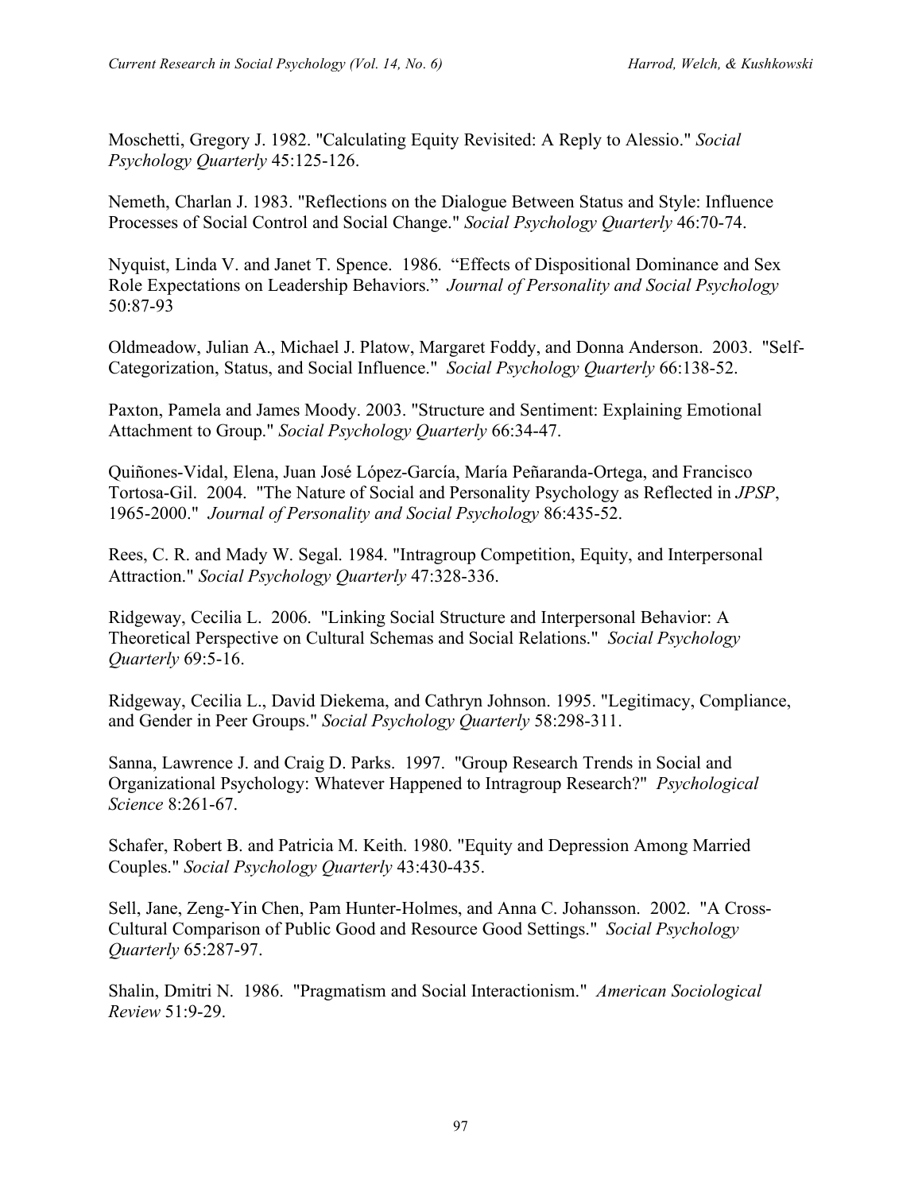Moschetti, Gregory J. 1982. "Calculating Equity Revisited: A Reply to Alessio." *Social Psychology Quarterly* 45:125-126.

Nemeth, Charlan J. 1983. "Reflections on the Dialogue Between Status and Style: Influence Processes of Social Control and Social Change." *Social Psychology Quarterly* 46:70-74.

Nyquist, Linda V. and Janet T. Spence. 1986. "Effects of Dispositional Dominance and Sex Role Expectations on Leadership Behaviors." *Journal of Personality and Social Psychology* 50:87-93

Oldmeadow, Julian A., Michael J. Platow, Margaret Foddy, and Donna Anderson. 2003. "Self-Categorization, Status, and Social Influence." *Social Psychology Quarterly* 66:138-52.

Paxton, Pamela and James Moody. 2003. "Structure and Sentiment: Explaining Emotional Attachment to Group." *Social Psychology Quarterly* 66:34-47.

Quiñones-Vidal, Elena, Juan José López-García, María Peñaranda-Ortega, and Francisco Tortosa-Gil. 2004. "The Nature of Social and Personality Psychology as Reflected in *JPSP*, 1965-2000." *Journal of Personality and Social Psychology* 86:435-52.

Rees, C. R. and Mady W. Segal. 1984. "Intragroup Competition, Equity, and Interpersonal Attraction." *Social Psychology Quarterly* 47:328-336.

Ridgeway, Cecilia L. 2006. "Linking Social Structure and Interpersonal Behavior: A Theoretical Perspective on Cultural Schemas and Social Relations." *Social Psychology Quarterly* 69:5-16.

Ridgeway, Cecilia L., David Diekema, and Cathryn Johnson. 1995. "Legitimacy, Compliance, and Gender in Peer Groups." *Social Psychology Quarterly* 58:298-311.

Sanna, Lawrence J. and Craig D. Parks. 1997. "Group Research Trends in Social and Organizational Psychology: Whatever Happened to Intragroup Research?" *Psychological Science* 8:261-67.

Schafer, Robert B. and Patricia M. Keith. 1980. "Equity and Depression Among Married Couples." *Social Psychology Quarterly* 43:430-435.

Sell, Jane, Zeng-Yin Chen, Pam Hunter-Holmes, and Anna C. Johansson. 2002. "A Cross-Cultural Comparison of Public Good and Resource Good Settings." *Social Psychology Quarterly* 65:287-97.

Shalin, Dmitri N. 1986. "Pragmatism and Social Interactionism." *American Sociological Review* 51:9-29.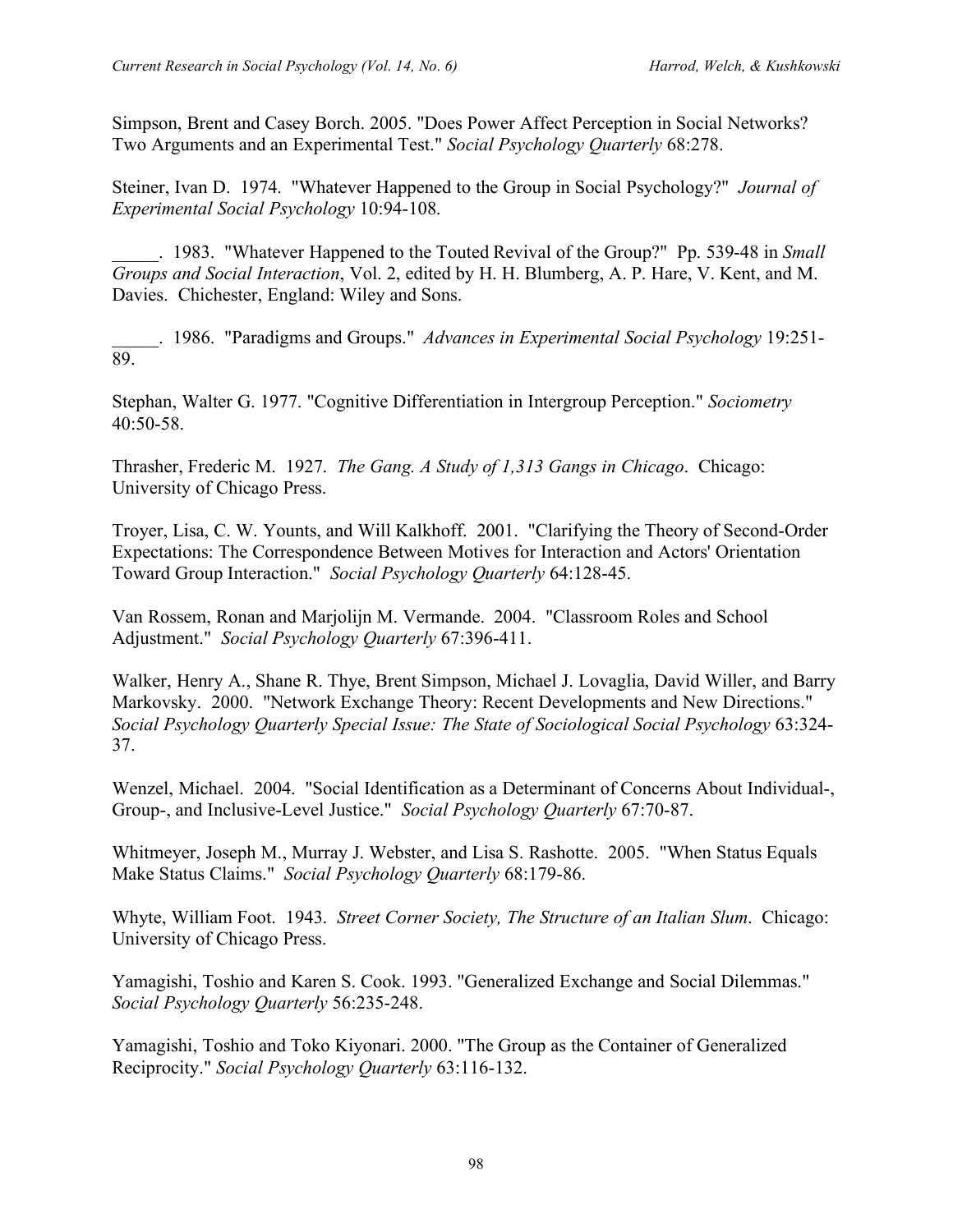Simpson, Brent and Casey Borch. 2005. "Does Power Affect Perception in Social Networks? Two Arguments and an Experimental Test." *Social Psychology Quarterly* 68:278.

Steiner, Ivan D. 1974. "Whatever Happened to the Group in Social Psychology?" *Journal of Experimental Social Psychology* 10:94-108.

_____. 1983. "Whatever Happened to the Touted Revival of the Group?" Pp. 539-48 in *Small Groups and Social Interaction*, Vol. 2, edited by H. H. Blumberg, A. P. Hare, V. Kent, and M. Davies. Chichester, England: Wiley and Sons.

_____. 1986. "Paradigms and Groups." *Advances in Experimental Social Psychology* 19:251-89.

Stephan, Walter G. 1977. "Cognitive Differentiation in Intergroup Perception." *Sociometry* 40:50-58.

Thrasher, Frederic M. 1927. *The Gang. A Study of 1,313 Gangs in Chicago*. Chicago: University of Chicago Press.

Troyer, Lisa, C. W. Younts, and Will Kalkhoff. 2001. "Clarifying the Theory of Second-Order Expectations: The Correspondence Between Motives for Interaction and Actors' Orientation Toward Group Interaction." *Social Psychology Quarterly* 64:128-45.

Van Rossem, Ronan and Marjolijn M. Vermande. 2004. "Classroom Roles and School Adjustment." *Social Psychology Quarterly* 67:396-411.

Walker, Henry A., Shane R. Thye, Brent Simpson, Michael J. Lovaglia, David Willer, and Barry Markovsky. 2000. "Network Exchange Theory: Recent Developments and New Directions." *Social Psychology Quarterly Special Issue: The State of Sociological Social Psychology* 63:324-37.

Wenzel, Michael. 2004. "Social Identification as a Determinant of Concerns About Individual-, Group-, and Inclusive-Level Justice." *Social Psychology Quarterly* 67:70-87.

Whitmeyer, Joseph M., Murray J. Webster, and Lisa S. Rashotte. 2005. "When Status Equals Make Status Claims." *Social Psychology Quarterly* 68:179-86.

Whyte, William Foot. 1943. *Street Corner Society, The Structure of an Italian Slum*. Chicago: University of Chicago Press.

Yamagishi, Toshio and Karen S. Cook. 1993. "Generalized Exchange and Social Dilemmas." *Social Psychology Quarterly* 56:235-248.

Yamagishi, Toshio and Toko Kiyonari. 2000. "The Group as the Container of Generalized Reciprocity." *Social Psychology Quarterly* 63:116-132.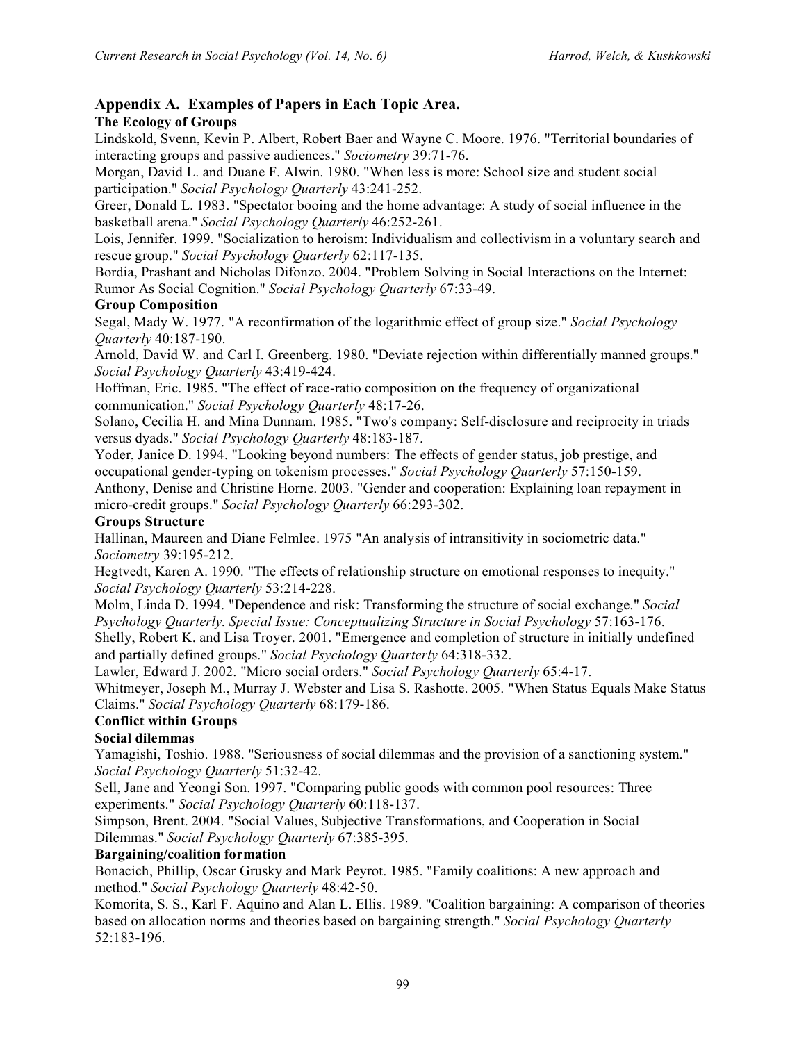## Appendix A. Examples of Papers in Each Topic Area.

### The Ecology of Groups

Lindskold, Svenn, Kevin P. Albert, Robert Baer and Wayne C. Moore. 1976. "Territorial boundaries of interacting groups and passive audiences." *Sociometry* 39:71-76.

Morgan, David L. and Duane F. Alwin. 1980. "When less is more: School size and student social participation." *Social Psychology Quarterly* 43:241-252.

Greer, Donald L. 1983. "Spectator booing and the home advantage: A study of social influence in the basketball arena." *Social Psychology Quarterly* 46:252-261.

Lois, Jennifer. 1999. "Socialization to heroism: Individualism and collectivism in a voluntary search and rescue group." *Social Psychology Quarterly* 62:117-135.

Bordia, Prashant and Nicholas Difonzo. 2004. "Problem Solving in Social Interactions on the Internet: Rumor As Social Cognition." *Social Psychology Quarterly* 67:33-49.

### Group Composition

Segal, Mady W. 1977. "A reconfirmation of the logarithmic effect of group size." *Social Psychology Quarterly* 40:187-190.

Arnold, David W. and Carl I. Greenberg. 1980. "Deviate rejection within differentially manned groups." *Social Psychology Quarterly* 43:419-424.

Hoffman, Eric. 1985. "The effect of race-ratio composition on the frequency of organizational communication." *Social Psychology Quarterly* 48:17-26.

Solano, Cecilia H. and Mina Dunnam. 1985. "Two's company: Self-disclosure and reciprocity in triads versus dyads." *Social Psychology Quarterly* 48:183-187.

Yoder, Janice D. 1994. "Looking beyond numbers: The effects of gender status, job prestige, and occupational gender-typing on tokenism processes." *Social Psychology Quarterly* 57:150-159.

Anthony, Denise and Christine Horne. 2003. "Gender and cooperation: Explaining loan repayment in micro-credit groups." *Social Psychology Quarterly* 66:293-302.

### Groups Structure

Hallinan, Maureen and Diane Felmlee. 1975 "An analysis of intransitivity in sociometric data." *Sociometry* 39:195-212.

Hegtvedt, Karen A. 1990. "The effects of relationship structure on emotional responses to inequity." *Social Psychology Quarterly* 53:214-228.

Molm, Linda D. 1994. "Dependence and risk: Transforming the structure of social exchange." *Social Psychology Quarterly. Special Issue: Conceptualizing Structure in Social Psychology* 57:163-176.

Shelly, Robert K. and Lisa Troyer. 2001. "Emergence and completion of structure in initially undefined and partially defined groups." *Social Psychology Quarterly* 64:318-332.

Lawler, Edward J. 2002. "Micro social orders." *Social Psychology Quarterly* 65:4-17.

Whitmeyer, Joseph M., Murray J. Webster and Lisa S. Rashotte. 2005. "When Status Equals Make Status Claims." *Social Psychology Quarterly* 68:179-186.

### Conflict within Groups

#### Social dilemmas

Yamagishi, Toshio. 1988. "Seriousness of social dilemmas and the provision of a sanctioning system." *Social Psychology Quarterly* 51:32-42.

Sell, Jane and Yeongi Son. 1997. "Comparing public goods with common pool resources: Three experiments." *Social Psychology Quarterly* 60:118-137.

Simpson, Brent. 2004. "Social Values, Subjective Transformations, and Cooperation in Social Dilemmas." *Social Psychology Quarterly* 67:385-395.

#### Bargaining/coalition formation

Bonacich, Phillip, Oscar Grusky and Mark Peyrot. 1985. "Family coalitions: A new approach and method." *Social Psychology Quarterly* 48:42-50.

Komorita, S. S., Karl F. Aquino and Alan L. Ellis. 1989. "Coalition bargaining: A comparison of theories based on allocation norms and theories based on bargaining strength." *Social Psychology Quarterly* 52:183-196.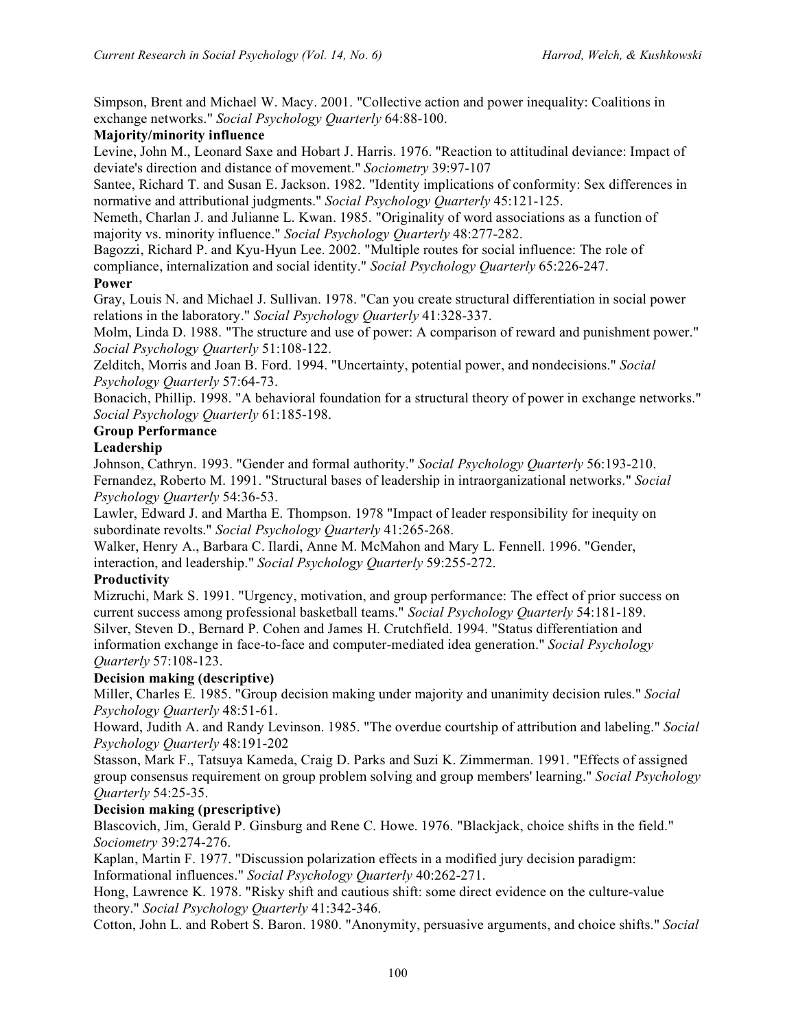Simpson, Brent and Michael W. Macy. 2001. "Collective action and power inequality: Coalitions in exchange networks." *Social Psychology Quarterly* 64:88-100.

**Majority/minority influence**

Levine, John M., Leonard Saxe and Hobart J. Harris. 1976. "Reaction to attitudinal deviance: Impact of deviate's direction and distance of movement." *Sociometry* 39:97-107

Santee, Richard T. and Susan E. Jackson. 1982. "Identity implications of conformity: Sex differences in normative and attributional judgments." *Social Psychology Quarterly* 45:121-125.

Nemeth, Charlan J. and Julianne L. Kwan. 1985. "Originality of word associations as a function of majority vs. minority influence." *Social Psychology Quarterly* 48:277-282.

Bagozzi, Richard P. and Kyu-Hyun Lee. 2002. "Multiple routes for social influence: The role of compliance, internalization and social identity." *Social Psychology Quarterly* 65:226-247.

**Power**

Gray, Louis N. and Michael J. Sullivan. 1978. "Can you create structural differentiation in social power relations in the laboratory." *Social Psychology Quarterly* 41:328-337.

Molm, Linda D. 1988. "The structure and use of power: A comparison of reward and punishment power." *Social Psychology Quarterly* 51:108-122.

Zelditch, Morris and Joan B. Ford. 1994. "Uncertainty, potential power, and nondecisions." *Social Psychology Quarterly* 57:64-73.

Bonacich, Phillip. 1998. "A behavioral foundation for a structural theory of power in exchange networks." *Social Psychology Quarterly* 61:185-198.

**Group Performance**

**Leadership**

Johnson, Cathryn. 1993. "Gender and formal authority." *Social Psychology Quarterly* 56:193-210.

Fernandez, Roberto M. 1991. "Structural bases of leadership in intraorganizational networks." *Social Psychology Quarterly* 54:36-53.

Lawler, Edward J. and Martha E. Thompson. 1978 "Impact of leader responsibility for inequity on subordinate revolts." *Social Psychology Quarterly* 41:265-268.

Walker, Henry A., Barbara C. Ilardi, Anne M. McMahon and Mary L. Fennell. 1996. "Gender, interaction, and leadership." *Social Psychology Quarterly* 59:255-272.

**Productivity**

Mizruchi, Mark S. 1991. "Urgency, motivation, and group performance: The effect of prior success on current success among professional basketball teams." *Social Psychology Quarterly* 54:181-189.

Silver, Steven D., Bernard P. Cohen and James H. Crutchfield. 1994. "Status differentiation and information exchange in face-to-face and computer-mediated idea generation." *Social Psychology Quarterly* 57:108-123.

**Decision making (descriptive)**

Miller, Charles E. 1985. "Group decision making under majority and unanimity decision rules." *Social Psychology Quarterly* 48:51-61.

Howard, Judith A. and Randy Levinson. 1985. "The overdue courtship of attribution and labeling." *Social Psychology Quarterly* 48:191-202

Stasson, Mark F., Tatsuya Kameda, Craig D. Parks and Suzi K. Zimmerman. 1991. "Effects of assigned group consensus requirement on group problem solving and group members' learning." *Social Psychology Quarterly* 54:25-35.

**Decision making (prescriptive)**

Blascovich, Jim, Gerald P. Ginsburg and Rene C. Howe. 1976. "Blackjack, choice shifts in the field." *Sociometry* 39:274-276.

Kaplan, Martin F. 1977. "Discussion polarization effects in a modified jury decision paradigm: Informational influences." *Social Psychology Quarterly* 40:262-271.

Hong, Lawrence K. 1978. "Risky shift and cautious shift: some direct evidence on the culture-value theory." *Social Psychology Quarterly* 41:342-346.

Cotton, John L. and Robert S. Baron. 1980. "Anonymity, persuasive arguments, and choice shifts." *Social*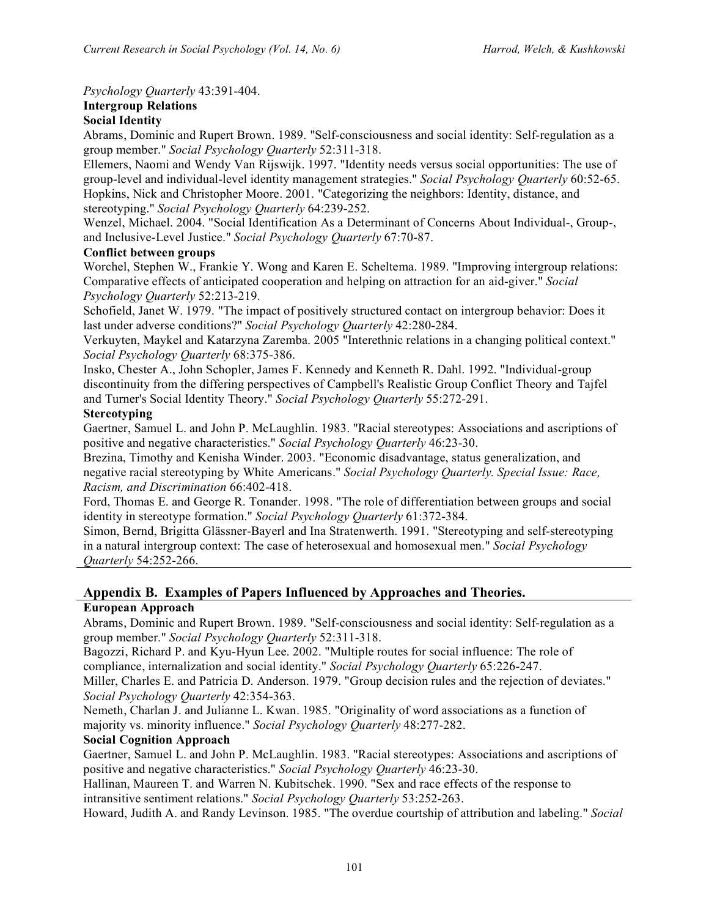*Psychology Quarterly* 43:391-404.

**Intergroup Relations**

**Social Identity**

Abrams, Dominic and Rupert Brown. 1989. "Self-consciousness and social identity: Self-regulation as a group member." *Social Psychology Quarterly* 52:311-318.

Ellemers, Naomi and Wendy Van Rijswijk. 1997. "Identity needs versus social opportunities: The use of group-level and individual-level identity management strategies." *Social Psychology Quarterly* 60:52-65.

Hopkins, Nick and Christopher Moore. 2001. "Categorizing the neighbors: Identity, distance, and stereotyping." *Social Psychology Quarterly* 64:239-252.

Wenzel, Michael. 2004. "Social Identification As a Determinant of Concerns About Individual-, Group-, and Inclusive-Level Justice." *Social Psychology Quarterly* 67:70-87.

**Conflict between groups**

Worchel, Stephen W., Frankie Y. Wong and Karen E. Scheltema. 1989. "Improving intergroup relations: Comparative effects of anticipated cooperation and helping on attraction for an aid-giver." *Social Psychology Quarterly* 52:213-219.

Schofield, Janet W. 1979. "The impact of positively structured contact on intergroup behavior: Does it last under adverse conditions?" *Social Psychology Quarterly* 42:280-284.

Verkuyten, Maykel and Katarzyna Zaremba. 2005 "Interethnic relations in a changing political context." *Social Psychology Quarterly* 68:375-386.

Insko, Chester A., John Schopler, James F. Kennedy and Kenneth R. Dahl. 1992. "Individual-group discontinuity from the differing perspectives of Campbell's Realistic Group Conflict Theory and Tajfel and Turner's Social Identity Theory." *Social Psychology Quarterly* 55:272-291.

**Stereotyping**

Gaertner, Samuel L. and John P. McLaughlin. 1983. "Racial stereotypes: Associations and ascriptions of positive and negative characteristics." *Social Psychology Quarterly* 46:23-30.

Brezina, Timothy and Kenisha Winder. 2003. "Economic disadvantage, status generalization, and negative racial stereotyping by White Americans." *Social Psychology Quarterly. Special Issue: Race, Racism, and Discrimination* 66:402-418.

Ford, Thomas E. and George R. Tonander. 1998. "The role of differentiation between groups and social identity in stereotype formation." *Social Psychology Quarterly* 61:372-384.

Simon, Bernd, Brigitta Glässner-Bayerl and Ina Stratenwerth. 1991. "Stereotyping and self-stereotyping in a natural intergroup context: The case of heterosexual and homosexual men." *Social Psychology Quarterly* 54:252-266.

## Appendix B. Examples of Papers Influenced by Approaches and Theories.

**European Approach**

Abrams, Dominic and Rupert Brown. 1989. "Self-consciousness and social identity: Self-regulation as a group member." *Social Psychology Quarterly* 52:311-318.

Bagozzi, Richard P. and Kyu-Hyun Lee. 2002. "Multiple routes for social influence: The role of compliance, internalization and social identity." *Social Psychology Quarterly* 65:226-247.

Miller, Charles E. and Patricia D. Anderson. 1979. "Group decision rules and the rejection of deviates." *Social Psychology Quarterly* 42:354-363.

Nemeth, Charlan J. and Julianne L. Kwan. 1985. "Originality of word associations as a function of majority vs. minority influence." *Social Psychology Quarterly* 48:277-282.

**Social Cognition Approach**

Gaertner, Samuel L. and John P. McLaughlin. 1983. "Racial stereotypes: Associations and ascriptions of positive and negative characteristics." *Social Psychology Quarterly* 46:23-30.

Hallinan, Maureen T. and Warren N. Kubitschek. 1990. "Sex and race effects of the response to intransitive sentiment relations." *Social Psychology Quarterly* 53:252-263.

Howard, Judith A. and Randy Levinson. 1985. "The overdue courtship of attribution and labeling." *Social*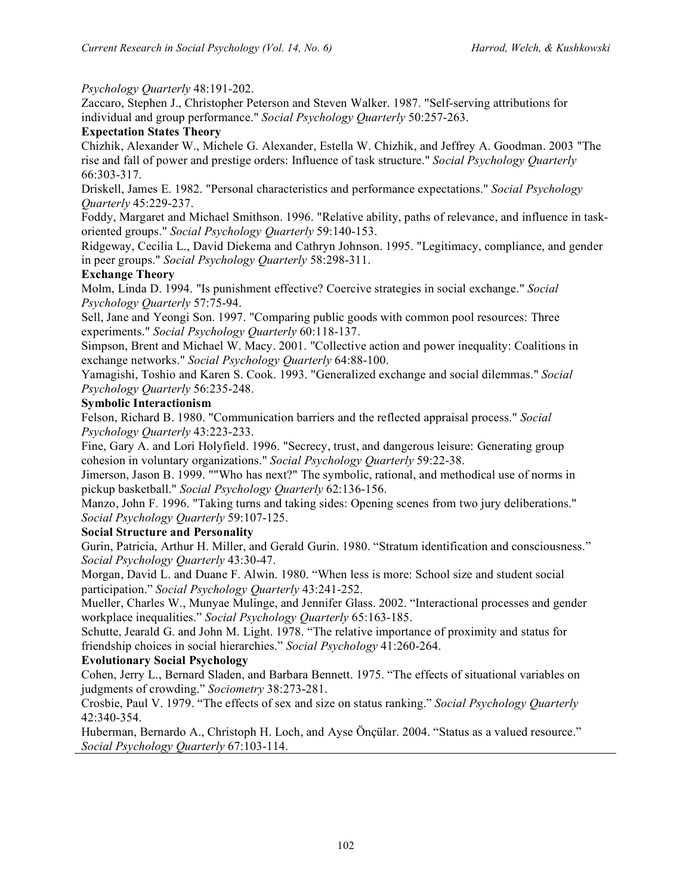*Psychology Quarterly* 48:191-202.

Zaccaro, Stephen J., Christopher Peterson and Steven Walker. 1987. "Self-serving attributions for individual and group performance." *Social Psychology Quarterly* 50:257-263.

**Expectation States Theory**

Chizhik, Alexander W., Michele G. Alexander, Estella W. Chizhik, and Jeffrey A. Goodman. 2003 "The rise and fall of power and prestige orders: Influence of task structure." *Social Psychology Quarterly* 66:303-317.

Driskell, James E. 1982. "Personal characteristics and performance expectations." *Social Psychology Quarterly* 45:229-237.

Foddy, Margaret and Michael Smithson. 1996. "Relative ability, paths of relevance, and influence in task-oriented groups." *Social Psychology Quarterly* 59:140-153.

Ridgeway, Cecilia L., David Diekema and Cathryn Johnson. 1995. "Legitimacy, compliance, and gender in peer groups." *Social Psychology Quarterly* 58:298-311.

**Exchange Theory**

Molm, Linda D. 1994. "Is punishment effective? Coercive strategies in social exchange." *Social Psychology Quarterly* 57:75-94.

Sell, Jane and Yeongi Son. 1997. "Comparing public goods with common pool resources: Three experiments." *Social Psychology Quarterly* 60:118-137.

Simpson, Brent and Michael W. Macy. 2001. "Collective action and power inequality: Coalitions in exchange networks." *Social Psychology Quarterly* 64:88-100.

Yamagishi, Toshio and Karen S. Cook. 1993. "Generalized exchange and social dilemmas." *Social Psychology Quarterly* 56:235-248.

**Symbolic Interactionism**

Felson, Richard B. 1980. "Communication barriers and the reflected appraisal process." *Social Psychology Quarterly* 43:223-233.

Fine, Gary A. and Lori Holyfield. 1996. "Secrecy, trust, and dangerous leisure: Generating group cohesion in voluntary organizations." *Social Psychology Quarterly* 59:22-38.

Jimerson, Jason B. 1999. ""Who has next?" The symbolic, rational, and methodical use of norms in pickup basketball." *Social Psychology Quarterly* 62:136-156.

Manzo, John F. 1996. "Taking turns and taking sides: Opening scenes from two jury deliberations." *Social Psychology Quarterly* 59:107-125.

**Social Structure and Personality**

Gurin, Patricia, Arthur H. Miller, and Gerald Gurin. 1980. "Stratum identification and consciousness." *Social Psychology Quarterly* 43:30-47.

Morgan, David L. and Duane F. Alwin. 1980. "When less is more: School size and student social participation." *Social Psychology Quarterly* 43:241-252.

Mueller, Charles W., Munyae Mulinge, and Jennifer Glass. 2002. "Interactional processes and gender workplace inequalities." *Social Psychology Quarterly* 65:163-185.

Schutte, Jearald G. and John M. Light. 1978. "The relative importance of proximity and status for friendship choices in social hierarchies." *Social Psychology* 41:260-264.

**Evolutionary Social Psychology**

Cohen, Jerry L., Bernard Sladen, and Barbara Bennett. 1975. "The effects of situational variables on judgments of crowding." *Sociometry* 38:273-281.

Crosbie, Paul V. 1979. "The effects of sex and size on status ranking." *Social Psychology Quarterly* 42:340-354.

Huberman, Bernardo A., Christoph H. Loch, and Ayse Önçülar. 2004. "Status as a valued resource." *Social Psychology Quarterly* 67:103-114.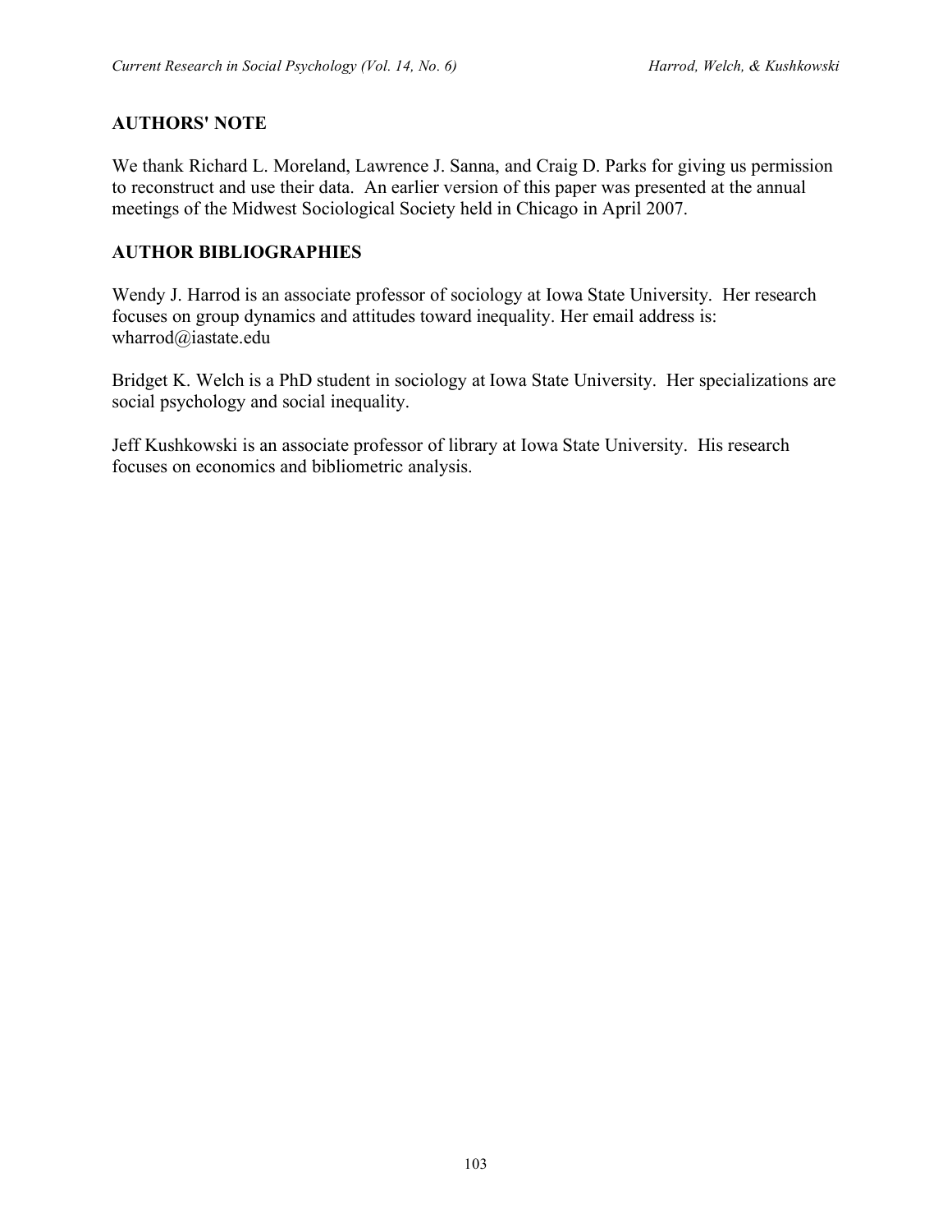## AUTHORS' NOTE

We thank Richard L. Moreland, Lawrence J. Sanna, and Craig D. Parks for giving us permission to reconstruct and use their data. An earlier version of this paper was presented at the annual meetings of the Midwest Sociological Society held in Chicago in April 2007.

## AUTHOR BIBLIOGRAPHIES

Wendy J. Harrod is an associate professor of sociology at Iowa State University. Her research focuses on group dynamics and attitudes toward inequality. Her email address is: wharrod@iastate.edu

Bridget K. Welch is a PhD student in sociology at Iowa State University. Her specializations are social psychology and social inequality.

Jeff Kushkowski is an associate professor of library at Iowa State University. His research focuses on economics and bibliometric analysis.